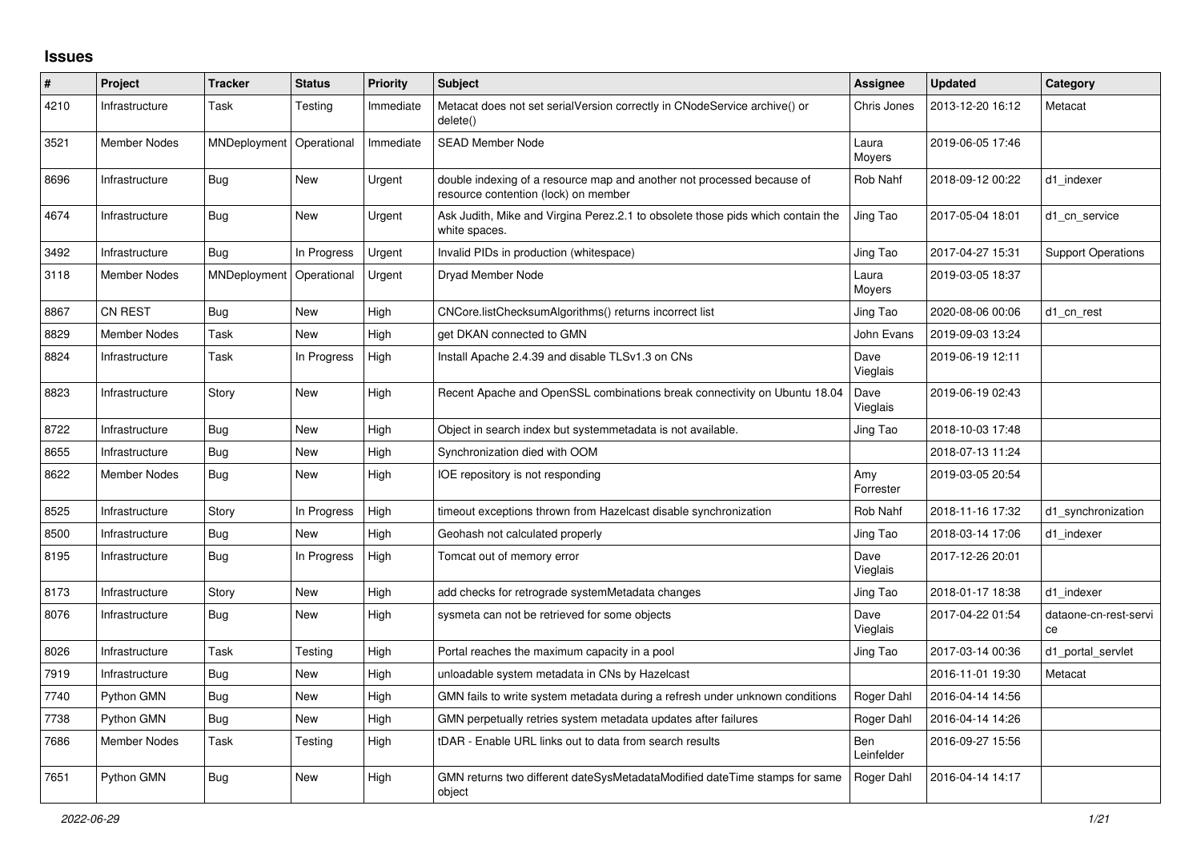## Issues

| # | Project | Tracker | Status | Priority | Subject | Assignee | Updated | Category |
|---|---|---|---|---|---|---|---|---|
| 4210 | Infrastructure | Task | Testing | Immediate | Metacat does not set serialVersion correctly in CNodeService archive() or delete() | Chris Jones | 2013-12-20 16:12 | Metacat |
| 3521 | Member Nodes | MNDeployment | Operational | Immediate | SEAD Member Node | Laura Moyers | 2019-06-05 17:46 | |
| 8696 | Infrastructure | Bug | New | Urgent | double indexing of a resource map and another not processed because of resource contention (lock) on member | Rob Nahf | 2018-09-12 00:22 | d1_indexer |
| 4674 | Infrastructure | Bug | New | Urgent | Ask Judith, Mike and Virgina Perez.2.1 to obsolete those pids which contain the white spaces. | Jing Tao | 2017-05-04 18:01 | d1_cn_service |
| 3492 | Infrastructure | Bug | In Progress | Urgent | Invalid PIDs in production (whitespace) | Jing Tao | 2017-04-27 15:31 | Support Operations |
| 3118 | Member Nodes | MNDeployment | Operational | Urgent | Dryad Member Node | Laura Moyers | 2019-03-05 18:37 | |
| 8867 | CN REST | Bug | New | High | CNCore.listChecksumAlgorithms() returns incorrect list | Jing Tao | 2020-08-06 00:06 | d1_cn_rest |
| 8829 | Member Nodes | Task | New | High | get DKAN connected to GMN | John Evans | 2019-09-03 13:24 | |
| 8824 | Infrastructure | Task | In Progress | High | Install Apache 2.4.39 and disable TLSv1.3 on CNs | Dave Vieglais | 2019-06-19 12:11 | |
| 8823 | Infrastructure | Story | New | High | Recent Apache and OpenSSL combinations break connectivity on Ubuntu 18.04 | Dave Vieglais | 2019-06-19 02:43 | |
| 8722 | Infrastructure | Bug | New | High | Object in search index but systemmetadata is not available. | Jing Tao | 2018-10-03 17:48 | |
| 8655 | Infrastructure | Bug | New | High | Synchronization died with OOM | | 2018-07-13 11:24 | |
| 8622 | Member Nodes | Bug | New | High | IOE repository is not responding | Amy Forrester | 2019-03-05 20:54 | |
| 8525 | Infrastructure | Story | In Progress | High | timeout exceptions thrown from Hazelcast disable synchronization | Rob Nahf | 2018-11-16 17:32 | d1_synchronization |
| 8500 | Infrastructure | Bug | New | High | Geohash not calculated properly | Jing Tao | 2018-03-14 17:06 | d1_indexer |
| 8195 | Infrastructure | Bug | In Progress | High | Tomcat out of memory error | Dave Vieglais | 2017-12-26 20:01 | |
| 8173 | Infrastructure | Story | New | High | add checks for retrograde systemMetadata changes | Jing Tao | 2018-01-17 18:38 | d1_indexer |
| 8076 | Infrastructure | Bug | New | High | sysmeta can not be retrieved for some objects | Dave Vieglais | 2017-04-22 01:54 | dataone-cn-rest-service |
| 8026 | Infrastructure | Task | Testing | High | Portal reaches the maximum capacity in a pool | Jing Tao | 2017-03-14 00:36 | d1_portal_servlet |
| 7919 | Infrastructure | Bug | New | High | unloadable system metadata in CNs by Hazelcast | | 2016-11-01 19:30 | Metacat |
| 7740 | Python GMN | Bug | New | High | GMN fails to write system metadata during a refresh under unknown conditions | Roger Dahl | 2016-04-14 14:56 | |
| 7738 | Python GMN | Bug | New | High | GMN perpetually retries system metadata updates after failures | Roger Dahl | 2016-04-14 14:26 | |
| 7686 | Member Nodes | Task | Testing | High | tDAR - Enable URL links out to data from search results | Ben Leinfelder | 2016-09-27 15:56 | |
| 7651 | Python GMN | Bug | New | High | GMN returns two different dateSysMetadataModified dateTime stamps for same object | Roger Dahl | 2016-04-14 14:17 | |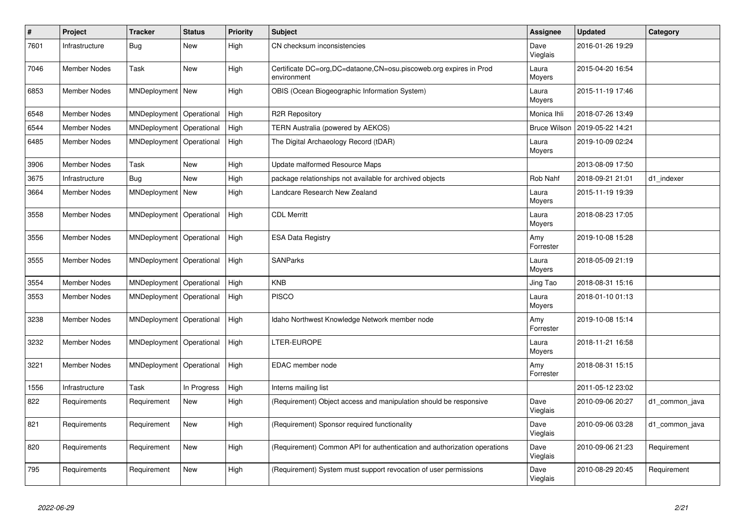| # | Project | Tracker | Status | Priority | Subject | Assignee | Updated | Category |
|---|---|---|---|---|---|---|---|---|
| 7601 | Infrastructure | Bug | New | High | CN checksum inconsistencies | Dave Vieglais | 2016-01-26 19:29 | |
| 7046 | Member Nodes | Task | New | High | Certificate DC=org,DC=dataone,CN=osu.piscoweb.org expires in Prod environment | Laura Moyers | 2015-04-20 16:54 | |
| 6853 | Member Nodes | MNDeployment | New | High | OBIS (Ocean Biogeographic Information System) | Laura Moyers | 2015-11-19 17:46 | |
| 6548 | Member Nodes | MNDeployment | Operational | High | R2R Repository | Monica Ihli | 2018-07-26 13:49 | |
| 6544 | Member Nodes | MNDeployment | Operational | High | TERN Australia (powered by AEKOS) | Bruce Wilson | 2019-05-22 14:21 | |
| 6485 | Member Nodes | MNDeployment | Operational | High | The Digital Archaeology Record (tDAR) | Laura Moyers | 2019-10-09 02:24 | |
| 3906 | Member Nodes | Task | New | High | Update malformed Resource Maps | | 2013-08-09 17:50 | |
| 3675 | Infrastructure | Bug | New | High | package relationships not available for archived objects | Rob Nahf | 2018-09-21 21:01 | d1_indexer |
| 3664 | Member Nodes | MNDeployment | New | High | Landcare Research New Zealand | Laura Moyers | 2015-11-19 19:39 | |
| 3558 | Member Nodes | MNDeployment | Operational | High | CDL Merritt | Laura Moyers | 2018-08-23 17:05 | |
| 3556 | Member Nodes | MNDeployment | Operational | High | ESA Data Registry | Amy Forrester | 2019-10-08 15:28 | |
| 3555 | Member Nodes | MNDeployment | Operational | High | SANParks | Laura Moyers | 2018-05-09 21:19 | |
| 3554 | Member Nodes | MNDeployment | Operational | High | KNB | Jing Tao | 2018-08-31 15:16 | |
| 3553 | Member Nodes | MNDeployment | Operational | High | PISCO | Laura Moyers | 2018-01-10 01:13 | |
| 3238 | Member Nodes | MNDeployment | Operational | High | Idaho Northwest Knowledge Network member node | Amy Forrester | 2019-10-08 15:14 | |
| 3232 | Member Nodes | MNDeployment | Operational | High | LTER-EUROPE | Laura Moyers | 2018-11-21 16:58 | |
| 3221 | Member Nodes | MNDeployment | Operational | High | EDAC member node | Amy Forrester | 2018-08-31 15:15 | |
| 1556 | Infrastructure | Task | In Progress | High | Interns mailing list | | 2011-05-12 23:02 | |
| 822 | Requirements | Requirement | New | High | (Requirement) Object access and manipulation should be responsive | Dave Vieglais | 2010-09-06 20:27 | d1_common_java |
| 821 | Requirements | Requirement | New | High | (Requirement) Sponsor required functionality | Dave Vieglais | 2010-09-06 03:28 | d1_common_java |
| 820 | Requirements | Requirement | New | High | (Requirement) Common API for authentication and authorization operations | Dave Vieglais | 2010-09-06 21:23 | Requirement |
| 795 | Requirements | Requirement | New | High | (Requirement) System must support revocation of user permissions | Dave Vieglais | 2010-08-29 20:45 | Requirement |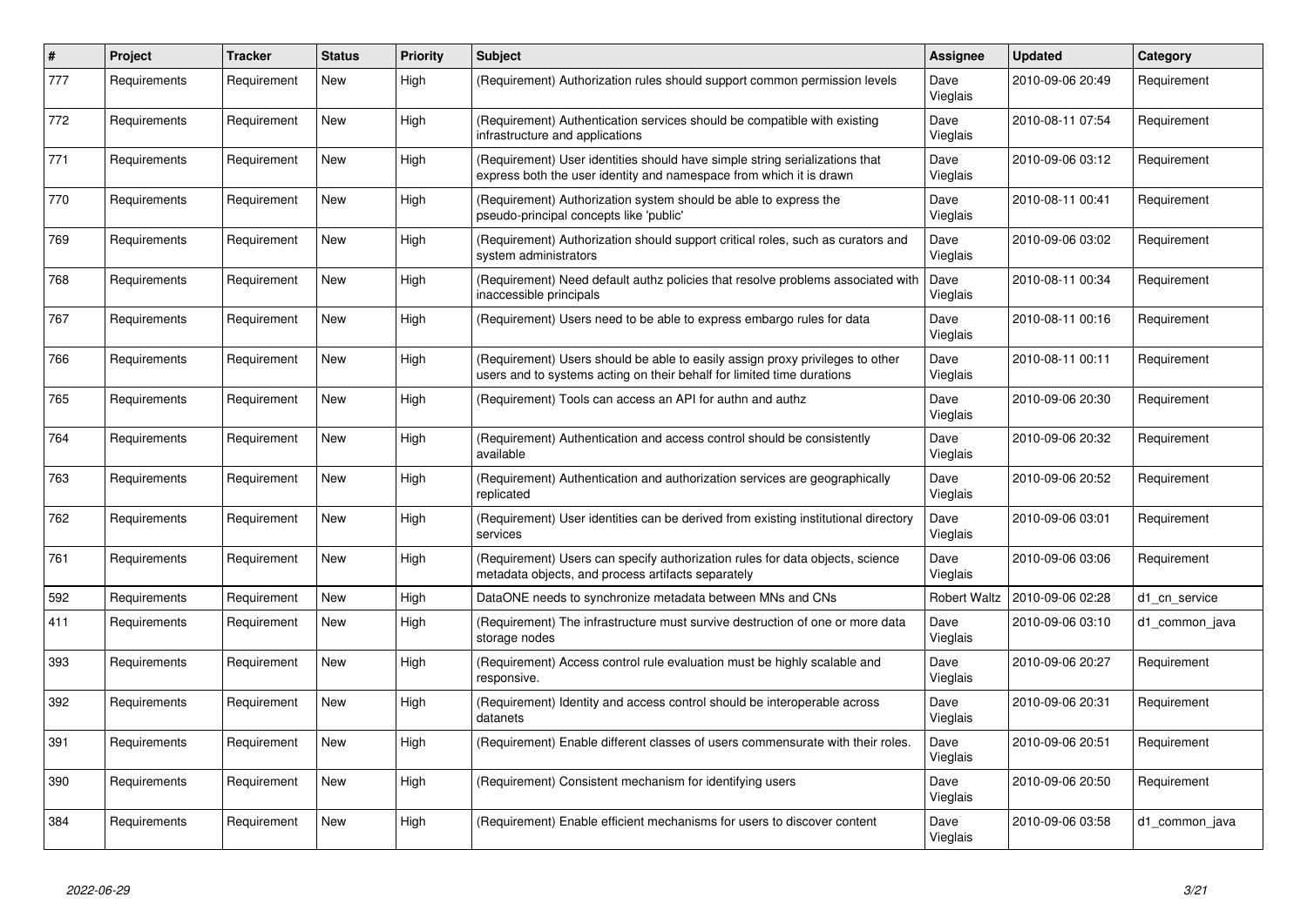| # | Project | Tracker | Status | Priority | Subject | Assignee | Updated | Category |
|---|---|---|---|---|---|---|---|---|
| 777 | Requirements | Requirement | New | High | (Requirement) Authorization rules should support common permission levels | Dave Vieglais | 2010-09-06 20:49 | Requirement |
| 772 | Requirements | Requirement | New | High | (Requirement) Authentication services should be compatible with existing infrastructure and applications | Dave Vieglais | 2010-08-11 07:54 | Requirement |
| 771 | Requirements | Requirement | New | High | (Requirement) User identities should have simple string serializations that express both the user identity and namespace from which it is drawn | Dave Vieglais | 2010-09-06 03:12 | Requirement |
| 770 | Requirements | Requirement | New | High | (Requirement) Authorization system should be able to express the pseudo-principal concepts like 'public' | Dave Vieglais | 2010-08-11 00:41 | Requirement |
| 769 | Requirements | Requirement | New | High | (Requirement) Authorization should support critical roles, such as curators and system administrators | Dave Vieglais | 2010-09-06 03:02 | Requirement |
| 768 | Requirements | Requirement | New | High | (Requirement) Need default authz policies that resolve problems associated with inaccessible principals | Dave Vieglais | 2010-08-11 00:34 | Requirement |
| 767 | Requirements | Requirement | New | High | (Requirement) Users need to be able to express embargo rules for data | Dave Vieglais | 2010-08-11 00:16 | Requirement |
| 766 | Requirements | Requirement | New | High | (Requirement) Users should be able to easily assign proxy privileges to other users and to systems acting on their behalf for limited time durations | Dave Vieglais | 2010-08-11 00:11 | Requirement |
| 765 | Requirements | Requirement | New | High | (Requirement) Tools can access an API for authn and authz | Dave Vieglais | 2010-09-06 20:30 | Requirement |
| 764 | Requirements | Requirement | New | High | (Requirement) Authentication and access control should be consistently available | Dave Vieglais | 2010-09-06 20:32 | Requirement |
| 763 | Requirements | Requirement | New | High | (Requirement) Authentication and authorization services are geographically replicated | Dave Vieglais | 2010-09-06 20:52 | Requirement |
| 762 | Requirements | Requirement | New | High | (Requirement) User identities can be derived from existing institutional directory services | Dave Vieglais | 2010-09-06 03:01 | Requirement |
| 761 | Requirements | Requirement | New | High | (Requirement) Users can specify authorization rules for data objects, science metadata objects, and process artifacts separately | Dave Vieglais | 2010-09-06 03:06 | Requirement |
| 592 | Requirements | Requirement | New | High | DataONE needs to synchronize metadata between MNs and CNs | Robert Waltz | 2010-09-06 02:28 | d1_cn_service |
| 411 | Requirements | Requirement | New | High | (Requirement) The infrastructure must survive destruction of one or more data storage nodes | Dave Vieglais | 2010-09-06 03:10 | d1_common_java |
| 393 | Requirements | Requirement | New | High | (Requirement) Access control rule evaluation must be highly scalable and responsive. | Dave Vieglais | 2010-09-06 20:27 | Requirement |
| 392 | Requirements | Requirement | New | High | (Requirement) Identity and access control should be interoperable across datanets | Dave Vieglais | 2010-09-06 20:31 | Requirement |
| 391 | Requirements | Requirement | New | High | (Requirement) Enable different classes of users commensurate with their roles. | Dave Vieglais | 2010-09-06 20:51 | Requirement |
| 390 | Requirements | Requirement | New | High | (Requirement) Consistent mechanism for identifying users | Dave Vieglais | 2010-09-06 20:50 | Requirement |
| 384 | Requirements | Requirement | New | High | (Requirement) Enable efficient mechanisms for users to discover content | Dave Vieglais | 2010-09-06 03:58 | d1_common_java |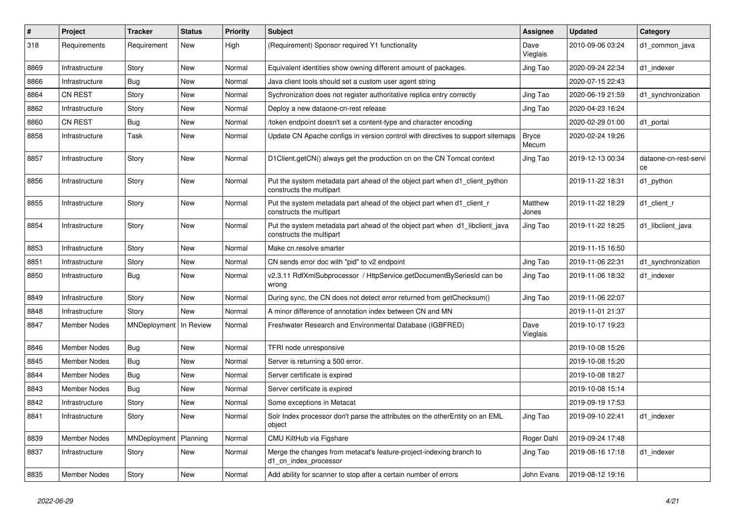| # | Project | Tracker | Status | Priority | Subject | Assignee | Updated | Category |
|---|---|---|---|---|---|---|---|---|
| 318 | Requirements | Requirement | New | High | (Requirement) Sponsor required Y1 functionality | Dave Vieglais | 2010-09-06 03:24 | d1_common_java |
| 8869 | Infrastructure | Story | New | Normal | Equivalent identities show owning different amount of packages. | Jing Tao | 2020-09-24 22:34 | d1_indexer |
| 8866 | Infrastructure | Bug | New | Normal | Java client tools should set a custom user agent string | | 2020-07-15 22:43 | |
| 8864 | CN REST | Story | New | Normal | Sychronization does not register authoritative replica entry correctly | Jing Tao | 2020-06-19 21:59 | d1_synchronization |
| 8862 | Infrastructure | Story | New | Normal | Deploy a new dataone-cn-rest release | Jing Tao | 2020-04-23 16:24 | |
| 8860 | CN REST | Bug | New | Normal | /token endpoint doesn't set a content-type and character encoding | | 2020-02-29 01:00 | d1_portal |
| 8858 | Infrastructure | Task | New | Normal | Update CN Apache configs in version control with directives to support sitemaps | Bryce Mecum | 2020-02-24 19:26 | |
| 8857 | Infrastructure | Story | New | Normal | D1Client.getCN() always get the production cn on the CN Tomcat context | Jing Tao | 2019-12-13 00:34 | dataone-cn-rest-service |
| 8856 | Infrastructure | Story | New | Normal | Put the system metadata part ahead of the object part when d1_client_python constructs the multipart | | 2019-11-22 18:31 | d1_python |
| 8855 | Infrastructure | Story | New | Normal | Put the system metadata part ahead of the object part when d1_client_r constructs the multipart | Matthew Jones | 2019-11-22 18:29 | d1_client_r |
| 8854 | Infrastructure | Story | New | Normal | Put the system metadata part ahead of the object part when d1_libclient_java constructs the multipart | Jing Tao | 2019-11-22 18:25 | d1_libclient_java |
| 8853 | Infrastructure | Story | New | Normal | Make cn.resolve smarter | | 2019-11-15 16:50 | |
| 8851 | Infrastructure | Story | New | Normal | CN sends error doc with "pid" to v2 endpoint | Jing Tao | 2019-11-06 22:31 | d1_synchronization |
| 8850 | Infrastructure | Bug | New | Normal | v2.3.11 RdfXmlSubprocessor / HttpService.getDocumentBySeriesId can be wrong | Jing Tao | 2019-11-06 18:32 | d1_indexer |
| 8849 | Infrastructure | Story | New | Normal | During sync, the CN does not detect error returned from getChecksum() | Jing Tao | 2019-11-06 22:07 | |
| 8848 | Infrastructure | Story | New | Normal | A minor difference of annotation index between CN and MN | | 2019-11-01 21:37 | |
| 8847 | Member Nodes | MNDeployment | In Review | Normal | Freshwater Research and Environmental Database (IGBFRED) | Dave Vieglais | 2019-10-17 19:23 | |
| 8846 | Member Nodes | Bug | New | Normal | TFRI node unresponsive | | 2019-10-08 15:26 | |
| 8845 | Member Nodes | Bug | New | Normal | Server is returning a 500 error. | | 2019-10-08 15:20 | |
| 8844 | Member Nodes | Bug | New | Normal | Server certificate is expired | | 2019-10-08 18:27 | |
| 8843 | Member Nodes | Bug | New | Normal | Server certificate is expired | | 2019-10-08 15:14 | |
| 8842 | Infrastructure | Story | New | Normal | Some exceptions in Metacat | | 2019-09-19 17:53 | |
| 8841 | Infrastructure | Story | New | Normal | Solr Index processor don't parse the attributes on the otherEntity on an EML object | Jing Tao | 2019-09-10 22:41 | d1_indexer |
| 8839 | Member Nodes | MNDeployment | Planning | Normal | CMU KiltHub via Figshare | Roger Dahl | 2019-09-24 17:48 | |
| 8837 | Infrastructure | Story | New | Normal | Merge the changes from metacat's feature-project-indexing branch to d1_cn_index_processor | Jing Tao | 2019-08-16 17:18 | d1_indexer |
| 8835 | Member Nodes | Story | New | Normal | Add ability for scanner to stop after a certain number of errors | John Evans | 2019-08-12 19:16 | |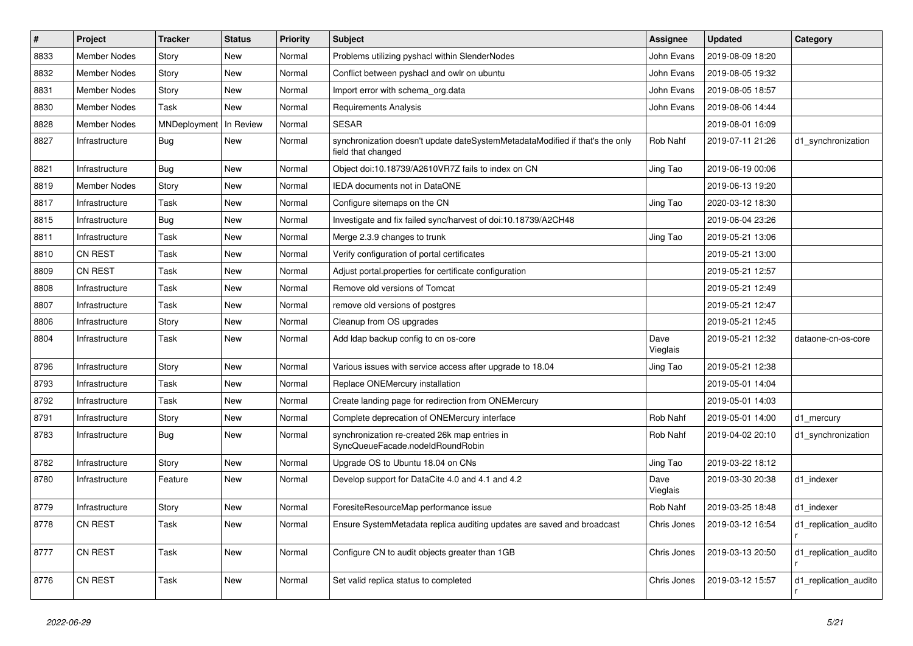| # | Project | Tracker | Status | Priority | Subject | Assignee | Updated | Category |
|---|---|---|---|---|---|---|---|---|
| 8833 | Member Nodes | Story | New | Normal | Problems utilizing pyshacl within SlenderNodes | John Evans | 2019-08-09 18:20 | |
| 8832 | Member Nodes | Story | New | Normal | Conflict between pyshacl and owlr on ubuntu | John Evans | 2019-08-05 19:32 | |
| 8831 | Member Nodes | Story | New | Normal | Import error with schema_org.data | John Evans | 2019-08-05 18:57 | |
| 8830 | Member Nodes | Task | New | Normal | Requirements Analysis | John Evans | 2019-08-06 14:44 | |
| 8828 | Member Nodes | MNDeployment | In Review | Normal | SESAR | | 2019-08-01 16:09 | |
| 8827 | Infrastructure | Bug | New | Normal | synchronization doesn't update dateSystemMetadataModified if that's the only field that changed | Rob Nahf | 2019-07-11 21:26 | d1_synchronization |
| 8821 | Infrastructure | Bug | New | Normal | Object doi:10.18739/A2610VR7Z fails to index on CN | Jing Tao | 2019-06-19 00:06 | |
| 8819 | Member Nodes | Story | New | Normal | IEDA documents not in DataONE | | 2019-06-13 19:20 | |
| 8817 | Infrastructure | Task | New | Normal | Configure sitemaps on the CN | Jing Tao | 2020-03-12 18:30 | |
| 8815 | Infrastructure | Bug | New | Normal | Investigate and fix failed sync/harvest of doi:10.18739/A2CH48 | | 2019-06-04 23:26 | |
| 8811 | Infrastructure | Task | New | Normal | Merge 2.3.9 changes to trunk | Jing Tao | 2019-05-21 13:06 | |
| 8810 | CN REST | Task | New | Normal | Verify configuration of portal certificates | | 2019-05-21 13:00 | |
| 8809 | CN REST | Task | New | Normal | Adjust portal.properties for certificate configuration | | 2019-05-21 12:57 | |
| 8808 | Infrastructure | Task | New | Normal | Remove old versions of Tomcat | | 2019-05-21 12:49 | |
| 8807 | Infrastructure | Task | New | Normal | remove old versions of postgres | | 2019-05-21 12:47 | |
| 8806 | Infrastructure | Story | New | Normal | Cleanup from OS upgrades | | 2019-05-21 12:45 | |
| 8804 | Infrastructure | Task | New | Normal | Add ldap backup config to cn os-core | Dave Vieglais | 2019-05-21 12:32 | dataone-cn-os-core |
| 8796 | Infrastructure | Story | New | Normal | Various issues with service access after upgrade to 18.04 | Jing Tao | 2019-05-21 12:38 | |
| 8793 | Infrastructure | Task | New | Normal | Replace ONEMercury installation | | 2019-05-01 14:04 | |
| 8792 | Infrastructure | Task | New | Normal | Create landing page for redirection from ONEMercury | | 2019-05-01 14:03 | |
| 8791 | Infrastructure | Story | New | Normal | Complete deprecation of ONEMercury interface | Rob Nahf | 2019-05-01 14:00 | d1_mercury |
| 8783 | Infrastructure | Bug | New | Normal | synchronization re-created 26k map entries in SyncQueueFacade.nodeIdRoundRobin | Rob Nahf | 2019-04-02 20:10 | d1_synchronization |
| 8782 | Infrastructure | Story | New | Normal | Upgrade OS to Ubuntu 18.04 on CNs | Jing Tao | 2019-03-22 18:12 | |
| 8780 | Infrastructure | Feature | New | Normal | Develop support for DataCite 4.0 and 4.1 and 4.2 | Dave Vieglais | 2019-03-30 20:38 | d1_indexer |
| 8779 | Infrastructure | Story | New | Normal | ForesiteResourceMap performance issue | Rob Nahf | 2019-03-25 18:48 | d1_indexer |
| 8778 | CN REST | Task | New | Normal | Ensure SystemMetadata replica auditing updates are saved and broadcast | Chris Jones | 2019-03-12 16:54 | d1_replication_auditor |
| 8777 | CN REST | Task | New | Normal | Configure CN to audit objects greater than 1GB | Chris Jones | 2019-03-13 20:50 | d1_replication_auditor |
| 8776 | CN REST | Task | New | Normal | Set valid replica status to completed | Chris Jones | 2019-03-12 15:57 | d1_replication_auditor |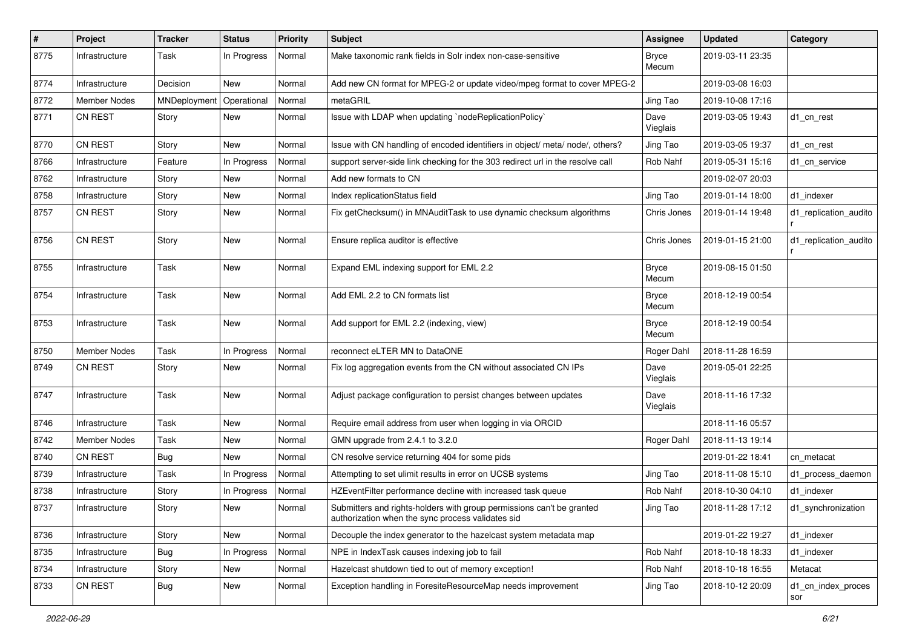| # | Project | Tracker | Status | Priority | Subject | Assignee | Updated | Category |
|---|---|---|---|---|---|---|---|---|
| 8775 | Infrastructure | Task | In Progress | Normal | Make taxonomic rank fields in Solr index non-case-sensitive | Bryce Mecum | 2019-03-11 23:35 | |
| 8774 | Infrastructure | Decision | New | Normal | Add new CN format for MPEG-2 or update video/mpeg format to cover MPEG-2 | | 2019-03-08 16:03 | |
| 8772 | Member Nodes | MNDeployment | Operational | Normal | metaGRIL | Jing Tao | 2019-10-08 17:16 | |
| 8771 | CN REST | Story | New | Normal | Issue with LDAP when updating `nodeReplicationPolicy` | Dave Vieglais | 2019-03-05 19:43 | d1_cn_rest |
| 8770 | CN REST | Story | New | Normal | Issue with CN handling of encoded identifiers in object/ meta/ node/, others? | Jing Tao | 2019-03-05 19:37 | d1_cn_rest |
| 8766 | Infrastructure | Feature | In Progress | Normal | support server-side link checking for the 303 redirect url in the resolve call | Rob Nahf | 2019-05-31 15:16 | d1_cn_service |
| 8762 | Infrastructure | Story | New | Normal | Add new formats to CN | | 2019-02-07 20:03 | |
| 8758 | Infrastructure | Story | New | Normal | Index replicationStatus field | Jing Tao | 2019-01-14 18:00 | d1_indexer |
| 8757 | CN REST | Story | New | Normal | Fix getChecksum() in MNAuditTask to use dynamic checksum algorithms | Chris Jones | 2019-01-14 19:48 | d1_replication_auditor |
| 8756 | CN REST | Story | New | Normal | Ensure replica auditor is effective | Chris Jones | 2019-01-15 21:00 | d1_replication_auditor |
| 8755 | Infrastructure | Task | New | Normal | Expand EML indexing support for EML 2.2 | Bryce Mecum | 2019-08-15 01:50 | |
| 8754 | Infrastructure | Task | New | Normal | Add EML 2.2 to CN formats list | Bryce Mecum | 2018-12-19 00:54 | |
| 8753 | Infrastructure | Task | New | Normal | Add support for EML 2.2 (indexing, view) | Bryce Mecum | 2018-12-19 00:54 | |
| 8750 | Member Nodes | Task | In Progress | Normal | reconnect eLTER MN to DataONE | Roger Dahl | 2018-11-28 16:59 | |
| 8749 | CN REST | Story | New | Normal | Fix log aggregation events from the CN without associated CN IPs | Dave Vieglais | 2019-05-01 22:25 | |
| 8747 | Infrastructure | Task | New | Normal | Adjust package configuration to persist changes between updates | Dave Vieglais | 2018-11-16 17:32 | |
| 8746 | Infrastructure | Task | New | Normal | Require email address from user when logging in via ORCID | | 2018-11-16 05:57 | |
| 8742 | Member Nodes | Task | New | Normal | GMN upgrade from 2.4.1 to 3.2.0 | Roger Dahl | 2018-11-13 19:14 | |
| 8740 | CN REST | Bug | New | Normal | CN resolve service returning 404 for some pids | | 2019-01-22 18:41 | cn_metacat |
| 8739 | Infrastructure | Task | In Progress | Normal | Attempting to set ulimit results in error on UCSB systems | Jing Tao | 2018-11-08 15:10 | d1_process_daemon |
| 8738 | Infrastructure | Story | In Progress | Normal | HZEventFilter performance decline with increased task queue | Rob Nahf | 2018-10-30 04:10 | d1_indexer |
| 8737 | Infrastructure | Story | New | Normal | Submitters and rights-holders with group permissions can't be granted authorization when the sync process validates sid | Jing Tao | 2018-11-28 17:12 | d1_synchronization |
| 8736 | Infrastructure | Story | New | Normal | Decouple the index generator to the hazelcast system metadata map | | 2019-01-22 19:27 | d1_indexer |
| 8735 | Infrastructure | Bug | In Progress | Normal | NPE in IndexTask causes indexing job to fail | Rob Nahf | 2018-10-18 18:33 | d1_indexer |
| 8734 | Infrastructure | Story | New | Normal | Hazelcast shutdown tied to out of memory exception! | Rob Nahf | 2018-10-18 16:55 | Metacat |
| 8733 | CN REST | Bug | New | Normal | Exception handling in ForesiteResourceMap needs improvement | Jing Tao | 2018-10-12 20:09 | d1_cn_index_processor |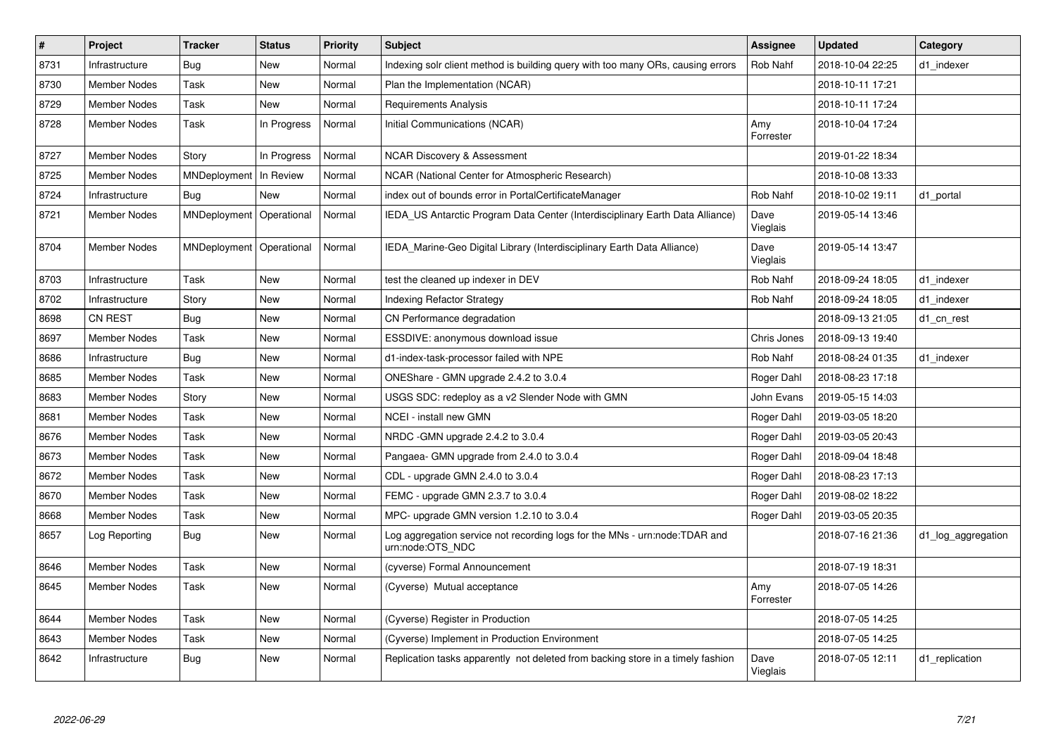| # | Project | Tracker | Status | Priority | Subject | Assignee | Updated | Category |
|---|---|---|---|---|---|---|---|---|
| 8731 | Infrastructure | Bug | New | Normal | Indexing solr client method is building query with too many ORs, causing errors | Rob Nahf | 2018-10-04 22:25 | d1_indexer |
| 8730 | Member Nodes | Task | New | Normal | Plan the Implementation (NCAR) | | 2018-10-11 17:21 | |
| 8729 | Member Nodes | Task | New | Normal | Requirements Analysis | | 2018-10-11 17:24 | |
| 8728 | Member Nodes | Task | In Progress | Normal | Initial Communications (NCAR) | Amy Forrester | 2018-10-04 17:24 | |
| 8727 | Member Nodes | Story | In Progress | Normal | NCAR Discovery & Assessment | | 2019-01-22 18:34 | |
| 8725 | Member Nodes | MNDeployment | In Review | Normal | NCAR (National Center for Atmospheric Research) | | 2018-10-08 13:33 | |
| 8724 | Infrastructure | Bug | New | Normal | index out of bounds error in PortalCertificateManager | Rob Nahf | 2018-10-02 19:11 | d1_portal |
| 8721 | Member Nodes | MNDeployment | Operational | Normal | IEDA_US Antarctic Program Data Center (Interdisciplinary Earth Data Alliance) | Dave Vieglais | 2019-05-14 13:46 | |
| 8704 | Member Nodes | MNDeployment | Operational | Normal | IEDA_Marine-Geo Digital Library (Interdisciplinary Earth Data Alliance) | Dave Vieglais | 2019-05-14 13:47 | |
| 8703 | Infrastructure | Task | New | Normal | test the cleaned up indexer in DEV | Rob Nahf | 2018-09-24 18:05 | d1_indexer |
| 8702 | Infrastructure | Story | New | Normal | Indexing Refactor Strategy | Rob Nahf | 2018-09-24 18:05 | d1_indexer |
| 8698 | CN REST | Bug | New | Normal | CN Performance degradation | | 2018-09-13 21:05 | d1_cn_rest |
| 8697 | Member Nodes | Task | New | Normal | ESSDIVE: anonymous download issue | Chris Jones | 2018-09-13 19:40 | |
| 8686 | Infrastructure | Bug | New | Normal | d1-index-task-processor failed with NPE | Rob Nahf | 2018-08-24 01:35 | d1_indexer |
| 8685 | Member Nodes | Task | New | Normal | ONEShare - GMN upgrade 2.4.2 to 3.0.4 | Roger Dahl | 2018-08-23 17:18 | |
| 8683 | Member Nodes | Story | New | Normal | USGS SDC: redeploy as a v2 Slender Node with GMN | John Evans | 2019-05-15 14:03 | |
| 8681 | Member Nodes | Task | New | Normal | NCEI - install new GMN | Roger Dahl | 2019-03-05 18:20 | |
| 8676 | Member Nodes | Task | New | Normal | NRDC -GMN upgrade 2.4.2 to 3.0.4 | Roger Dahl | 2019-03-05 20:43 | |
| 8673 | Member Nodes | Task | New | Normal | Pangaea- GMN upgrade from 2.4.0 to 3.0.4 | Roger Dahl | 2018-09-04 18:48 | |
| 8672 | Member Nodes | Task | New | Normal | CDL - upgrade GMN 2.4.0 to 3.0.4 | Roger Dahl | 2018-08-23 17:13 | |
| 8670 | Member Nodes | Task | New | Normal | FEMC - upgrade GMN 2.3.7 to 3.0.4 | Roger Dahl | 2019-08-02 18:22 | |
| 8668 | Member Nodes | Task | New | Normal | MPC- upgrade GMN version 1.2.10 to 3.0.4 | Roger Dahl | 2019-03-05 20:35 | |
| 8657 | Log Reporting | Bug | New | Normal | Log aggregation service not recording logs for the MNs - urn:node:TDAR and urn:node:OTS_NDC | | 2018-07-16 21:36 | d1_log_aggregation |
| 8646 | Member Nodes | Task | New | Normal | (cyverse) Formal Announcement | | 2018-07-19 18:31 | |
| 8645 | Member Nodes | Task | New | Normal | (Cyverse) Mutual acceptance | Amy Forrester | 2018-07-05 14:26 | |
| 8644 | Member Nodes | Task | New | Normal | (Cyverse) Register in Production | | 2018-07-05 14:25 | |
| 8643 | Member Nodes | Task | New | Normal | (Cyverse) Implement in Production Environment | | 2018-07-05 14:25 | |
| 8642 | Infrastructure | Bug | New | Normal | Replication tasks apparently not deleted from backing store in a timely fashion | Dave Vieglais | 2018-07-05 12:11 | d1_replication |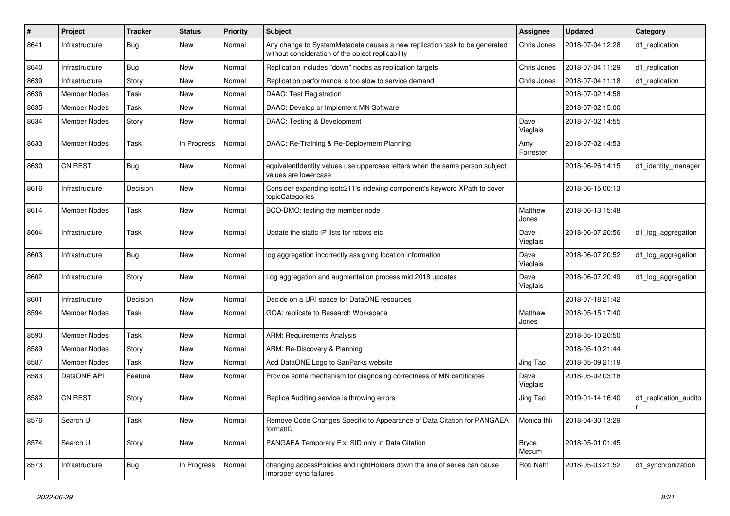| # | Project | Tracker | Status | Priority | Subject | Assignee | Updated | Category |
|---|---|---|---|---|---|---|---|---|
| 8641 | Infrastructure | Bug | New | Normal | Any change to SystemMetadata causes a new replication task to be generated without consideration of the object replicability | Chris Jones | 2018-07-04 12:28 | d1_replication |
| 8640 | Infrastructure | Bug | New | Normal | Replication includes "down" nodes as replication targets | Chris Jones | 2018-07-04 11:29 | d1_replication |
| 8639 | Infrastructure | Story | New | Normal | Replication performance is too slow to service demand | Chris Jones | 2018-07-04 11:18 | d1_replication |
| 8636 | Member Nodes | Task | New | Normal | DAAC: Test Registration | | 2018-07-02 14:58 | |
| 8635 | Member Nodes | Task | New | Normal | DAAC: Develop or Implement MN Software | | 2018-07-02 15:00 | |
| 8634 | Member Nodes | Story | New | Normal | DAAC: Testing & Development | Dave Vieglais | 2018-07-02 14:55 | |
| 8633 | Member Nodes | Task | In Progress | Normal | DAAC: Re-Training & Re-Deployment Planning | Amy Forrester | 2018-07-02 14:53 | |
| 8630 | CN REST | Bug | New | Normal | equivalentIdentity values use uppercase letters when the same person subject values are lowercase | | 2018-06-26 14:15 | d1_identity_manager |
| 8616 | Infrastructure | Decision | New | Normal | Consider expanding isotc211's indexing component's keyword XPath to cover topicCategories | | 2018-06-15 00:13 | |
| 8614 | Member Nodes | Task | New | Normal | BCO-DMO: testing the member node | Matthew Jones | 2018-06-13 15:48 | |
| 8604 | Infrastructure | Task | New | Normal | Update the static IP lists for robots etc | Dave Vieglais | 2018-06-07 20:56 | d1_log_aggregation |
| 8603 | Infrastructure | Bug | New | Normal | log aggregation incorrectly assigning location information | Dave Vieglais | 2018-06-07 20:52 | d1_log_aggregation |
| 8602 | Infrastructure | Story | New | Normal | Log aggregation and augmentation process mid 2018 updates | Dave Vieglais | 2018-06-07 20:49 | d1_log_aggregation |
| 8601 | Infrastructure | Decision | New | Normal | Decide on a URI space for DataONE resources | | 2018-07-18 21:42 | |
| 8594 | Member Nodes | Task | New | Normal | GOA: replicate to Research Workspace | Matthew Jones | 2018-05-15 17:40 | |
| 8590 | Member Nodes | Task | New | Normal | ARM: Requirements Analysis | | 2018-05-10 20:50 | |
| 8589 | Member Nodes | Story | New | Normal | ARM: Re-Discovery & Planning | | 2018-05-10 21:44 | |
| 8587 | Member Nodes | Task | New | Normal | Add DataONE Logo to SanParks website | Jing Tao | 2018-05-09 21:19 | |
| 8583 | DataONE API | Feature | New | Normal | Provide some mechanism for diagnosing correctness of MN certificates | Dave Vieglais | 2018-05-02 03:18 | |
| 8582 | CN REST | Story | New | Normal | Replica Auditing service is throwing errors | Jing Tao | 2019-01-14 16:40 | d1_replication_auditor |
| 8576 | Search UI | Task | New | Normal | Remove Code Changes Specific to Appearance of Data Citation for PANGAEA formatID | Monica Ihli | 2018-04-30 13:29 | |
| 8574 | Search UI | Story | New | Normal | PANGAEA Temporary Fix: SID only in Data Citation | Bryce Mecum | 2018-05-01 01:45 | |
| 8573 | Infrastructure | Bug | In Progress | Normal | changing accessPolicies and rightHolders down the line of series can cause improper sync failures | Rob Nahf | 2018-05-03 21:52 | d1_synchronization |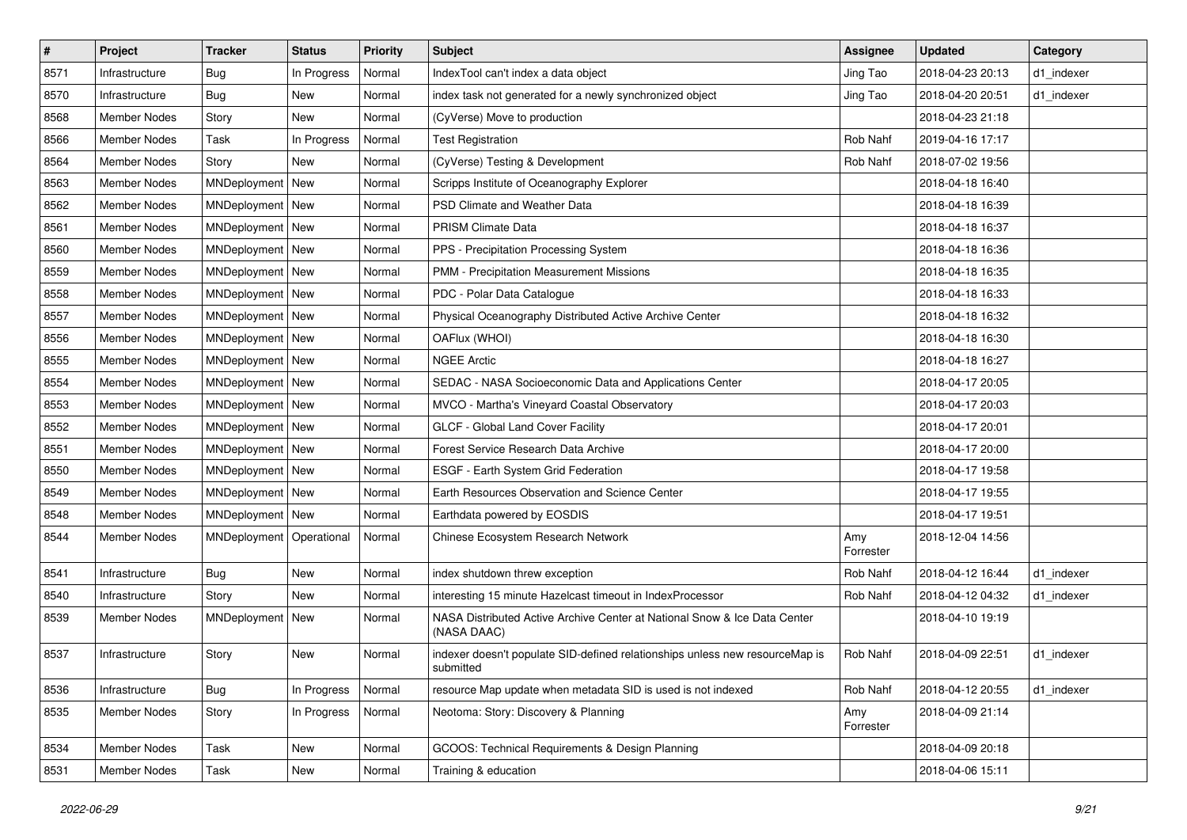| # | Project | Tracker | Status | Priority | Subject | Assignee | Updated | Category |
|---|---|---|---|---|---|---|---|---|
| 8571 | Infrastructure | Bug | In Progress | Normal | IndexTool can't index a data object | Jing Tao | 2018-04-23 20:13 | d1_indexer |
| 8570 | Infrastructure | Bug | New | Normal | index task not generated for a newly synchronized object | Jing Tao | 2018-04-20 20:51 | d1_indexer |
| 8568 | Member Nodes | Story | New | Normal | (CyVerse) Move to production | | 2018-04-23 21:18 | |
| 8566 | Member Nodes | Task | In Progress | Normal | Test Registration | Rob Nahf | 2019-04-16 17:17 | |
| 8564 | Member Nodes | Story | New | Normal | (CyVerse) Testing & Development | Rob Nahf | 2018-07-02 19:56 | |
| 8563 | Member Nodes | MNDeployment | New | Normal | Scripps Institute of Oceanography Explorer | | 2018-04-18 16:40 | |
| 8562 | Member Nodes | MNDeployment | New | Normal | PSD Climate and Weather Data | | 2018-04-18 16:39 | |
| 8561 | Member Nodes | MNDeployment | New | Normal | PRISM Climate Data | | 2018-04-18 16:37 | |
| 8560 | Member Nodes | MNDeployment | New | Normal | PPS - Precipitation Processing System | | 2018-04-18 16:36 | |
| 8559 | Member Nodes | MNDeployment | New | Normal | PMM - Precipitation Measurement Missions | | 2018-04-18 16:35 | |
| 8558 | Member Nodes | MNDeployment | New | Normal | PDC - Polar Data Catalogue | | 2018-04-18 16:33 | |
| 8557 | Member Nodes | MNDeployment | New | Normal | Physical Oceanography Distributed Active Archive Center | | 2018-04-18 16:32 | |
| 8556 | Member Nodes | MNDeployment | New | Normal | OAFlux (WHOI) | | 2018-04-18 16:30 | |
| 8555 | Member Nodes | MNDeployment | New | Normal | NGEE Arctic | | 2018-04-18 16:27 | |
| 8554 | Member Nodes | MNDeployment | New | Normal | SEDAC - NASA Socioeconomic Data and Applications Center | | 2018-04-17 20:05 | |
| 8553 | Member Nodes | MNDeployment | New | Normal | MVCO - Martha's Vineyard Coastal Observatory | | 2018-04-17 20:03 | |
| 8552 | Member Nodes | MNDeployment | New | Normal | GLCF - Global Land Cover Facility | | 2018-04-17 20:01 | |
| 8551 | Member Nodes | MNDeployment | New | Normal | Forest Service Research Data Archive | | 2018-04-17 20:00 | |
| 8550 | Member Nodes | MNDeployment | New | Normal | ESGF - Earth System Grid Federation | | 2018-04-17 19:58 | |
| 8549 | Member Nodes | MNDeployment | New | Normal | Earth Resources Observation and Science Center | | 2018-04-17 19:55 | |
| 8548 | Member Nodes | MNDeployment | New | Normal | Earthdata powered by EOSDIS | | 2018-04-17 19:51 | |
| 8544 | Member Nodes | MNDeployment | Operational | Normal | Chinese Ecosystem Research Network | Amy Forrester | 2018-12-04 14:56 | |
| 8541 | Infrastructure | Bug | New | Normal | index shutdown threw exception | Rob Nahf | 2018-04-12 16:44 | d1_indexer |
| 8540 | Infrastructure | Story | New | Normal | interesting 15 minute Hazelcast timeout in IndexProcessor | Rob Nahf | 2018-04-12 04:32 | d1_indexer |
| 8539 | Member Nodes | MNDeployment | New | Normal | NASA Distributed Active Archive Center at National Snow & Ice Data Center (NASA DAAC) | | 2018-04-10 19:19 | |
| 8537 | Infrastructure | Story | New | Normal | indexer doesn't populate SID-defined relationships unless new resourceMap is submitted | Rob Nahf | 2018-04-09 22:51 | d1_indexer |
| 8536 | Infrastructure | Bug | In Progress | Normal | resource Map update when metadata SID is used is not indexed | Rob Nahf | 2018-04-12 20:55 | d1_indexer |
| 8535 | Member Nodes | Story | In Progress | Normal | Neotoma: Story: Discovery & Planning | Amy Forrester | 2018-04-09 21:14 | |
| 8534 | Member Nodes | Task | New | Normal | GCOOS: Technical Requirements & Design Planning | | 2018-04-09 20:18 | |
| 8531 | Member Nodes | Task | New | Normal | Training & education | | 2018-04-06 15:11 | |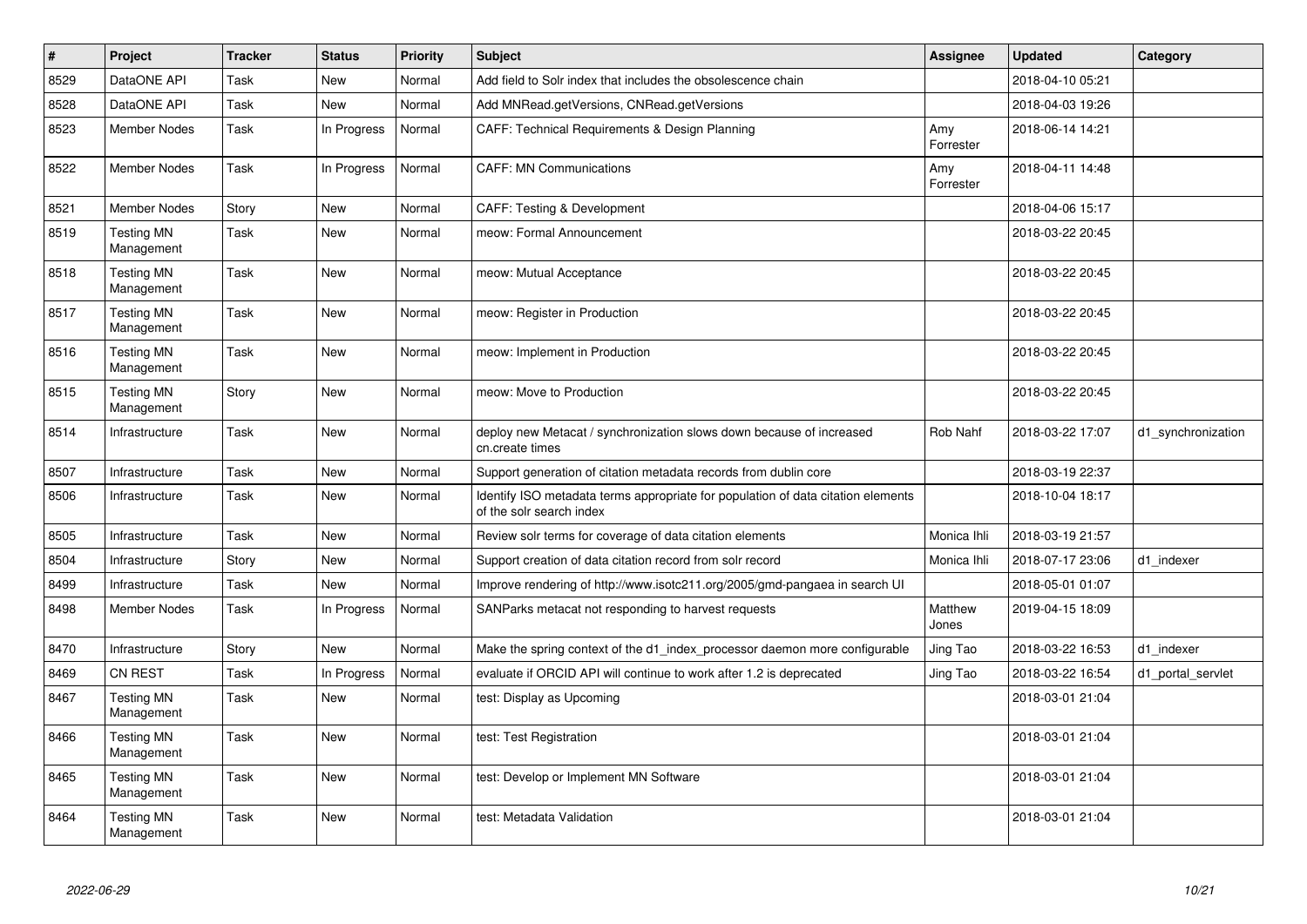| # | Project | Tracker | Status | Priority | Subject | Assignee | Updated | Category |
|---|---|---|---|---|---|---|---|---|
| 8529 | DataONE API | Task | New | Normal | Add field to Solr index that includes the obsolescence chain | | 2018-04-10 05:21 | |
| 8528 | DataONE API | Task | New | Normal | Add MNRead.getVersions, CNRead.getVersions | | 2018-04-03 19:26 | |
| 8523 | Member Nodes | Task | In Progress | Normal | CAFF: Technical Requirements & Design Planning | Amy Forrester | 2018-06-14 14:21 | |
| 8522 | Member Nodes | Task | In Progress | Normal | CAFF: MN Communications | Amy Forrester | 2018-04-11 14:48 | |
| 8521 | Member Nodes | Story | New | Normal | CAFF: Testing & Development | | 2018-04-06 15:17 | |
| 8519 | Testing MN Management | Task | New | Normal | meow: Formal Announcement | | 2018-03-22 20:45 | |
| 8518 | Testing MN Management | Task | New | Normal | meow: Mutual Acceptance | | 2018-03-22 20:45 | |
| 8517 | Testing MN Management | Task | New | Normal | meow: Register in Production | | 2018-03-22 20:45 | |
| 8516 | Testing MN Management | Task | New | Normal | meow: Implement in Production | | 2018-03-22 20:45 | |
| 8515 | Testing MN Management | Story | New | Normal | meow: Move to Production | | 2018-03-22 20:45 | |
| 8514 | Infrastructure | Task | New | Normal | deploy new Metacat / synchronization slows down because of increased cn.create times | Rob Nahf | 2018-03-22 17:07 | d1_synchronization |
| 8507 | Infrastructure | Task | New | Normal | Support generation of citation metadata records from dublin core | | 2018-03-19 22:37 | |
| 8506 | Infrastructure | Task | New | Normal | Identify ISO metadata terms appropriate for population of data citation elements of the solr search index | | 2018-10-04 18:17 | |
| 8505 | Infrastructure | Task | New | Normal | Review solr terms for coverage of data citation elements | Monica Ihli | 2018-03-19 21:57 | |
| 8504 | Infrastructure | Story | New | Normal | Support creation of data citation record from solr record | Monica Ihli | 2018-07-17 23:06 | d1_indexer |
| 8499 | Infrastructure | Task | New | Normal | Improve rendering of http://www.isotc211.org/2005/gmd-pangaea in search UI | | 2018-05-01 01:07 | |
| 8498 | Member Nodes | Task | In Progress | Normal | SANParks metacat not responding to harvest requests | Matthew Jones | 2019-04-15 18:09 | |
| 8470 | Infrastructure | Story | New | Normal | Make the spring context of the d1_index_processor daemon more configurable | Jing Tao | 2018-03-22 16:53 | d1_indexer |
| 8469 | CN REST | Task | In Progress | Normal | evaluate if ORCID API will continue to work after 1.2 is deprecated | Jing Tao | 2018-03-22 16:54 | d1_portal_servlet |
| 8467 | Testing MN Management | Task | New | Normal | test: Display as Upcoming | | 2018-03-01 21:04 | |
| 8466 | Testing MN Management | Task | New | Normal | test: Test Registration | | 2018-03-01 21:04 | |
| 8465 | Testing MN Management | Task | New | Normal | test: Develop or Implement MN Software | | 2018-03-01 21:04 | |
| 8464 | Testing MN Management | Task | New | Normal | test: Metadata Validation | | 2018-03-01 21:04 | |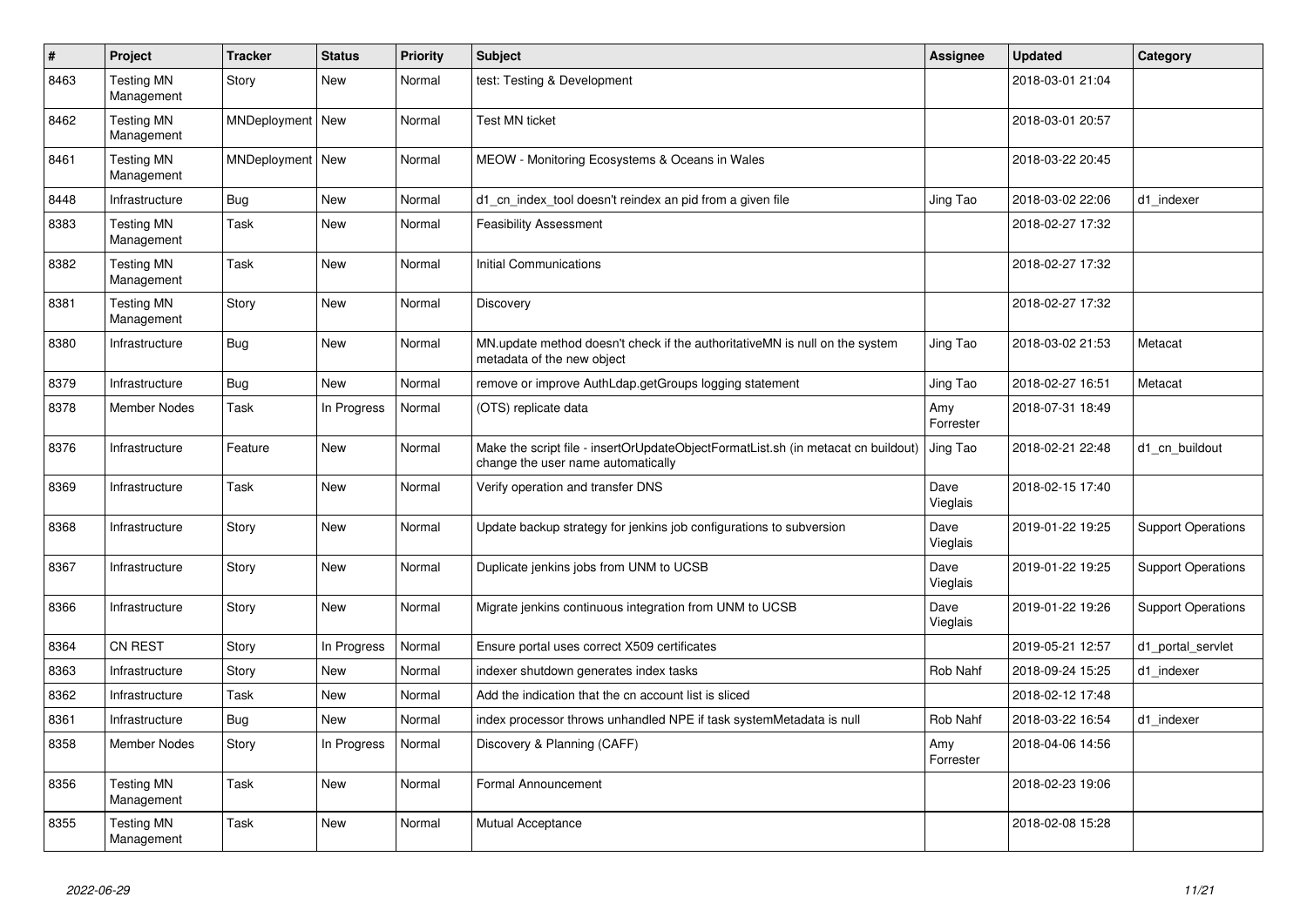| # | Project | Tracker | Status | Priority | Subject | Assignee | Updated | Category |
|---|---|---|---|---|---|---|---|---|
| 8463 | Testing MN Management | Story | New | Normal | test: Testing & Development | | 2018-03-01 21:04 | |
| 8462 | Testing MN Management | MNDeployment | New | Normal | Test MN ticket | | 2018-03-01 20:57 | |
| 8461 | Testing MN Management | MNDeployment | New | Normal | MEOW - Monitoring Ecosystems & Oceans in Wales | | 2018-03-22 20:45 | |
| 8448 | Infrastructure | Bug | New | Normal | d1_cn_index_tool doesn't reindex an pid from a given file | Jing Tao | 2018-03-02 22:06 | d1_indexer |
| 8383 | Testing MN Management | Task | New | Normal | Feasibility Assessment | | 2018-02-27 17:32 | |
| 8382 | Testing MN Management | Task | New | Normal | Initial Communications | | 2018-02-27 17:32 | |
| 8381 | Testing MN Management | Story | New | Normal | Discovery | | 2018-02-27 17:32 | |
| 8380 | Infrastructure | Bug | New | Normal | MN.update method doesn't check if the authoritativeMN is null on the system metadata of the new object | Jing Tao | 2018-03-02 21:53 | Metacat |
| 8379 | Infrastructure | Bug | New | Normal | remove or improve AuthLdap.getGroups logging statement | Jing Tao | 2018-02-27 16:51 | Metacat |
| 8378 | Member Nodes | Task | In Progress | Normal | (OTS) replicate data | Amy Forrester | 2018-07-31 18:49 | |
| 8376 | Infrastructure | Feature | New | Normal | Make the script file - insertOrUpdateObjectFormatList.sh (in metacat cn buildout) change the user name automatically | Jing Tao | 2018-02-21 22:48 | d1_cn_buildout |
| 8369 | Infrastructure | Task | New | Normal | Verify operation and transfer DNS | Dave Vieglais | 2018-02-15 17:40 | |
| 8368 | Infrastructure | Story | New | Normal | Update backup strategy for jenkins job configurations to subversion | Dave Vieglais | 2019-01-22 19:25 | Support Operations |
| 8367 | Infrastructure | Story | New | Normal | Duplicate jenkins jobs from UNM to UCSB | Dave Vieglais | 2019-01-22 19:25 | Support Operations |
| 8366 | Infrastructure | Story | New | Normal | Migrate jenkins continuous integration from UNM to UCSB | Dave Vieglais | 2019-01-22 19:26 | Support Operations |
| 8364 | CN REST | Story | In Progress | Normal | Ensure portal uses correct X509 certificates | | 2019-05-21 12:57 | d1_portal_servlet |
| 8363 | Infrastructure | Story | New | Normal | indexer shutdown generates index tasks | Rob Nahf | 2018-09-24 15:25 | d1_indexer |
| 8362 | Infrastructure | Task | New | Normal | Add the indication that the cn account list is sliced | | 2018-02-12 17:48 | |
| 8361 | Infrastructure | Bug | New | Normal | index processor throws unhandled NPE if task systemMetadata is null | Rob Nahf | 2018-03-22 16:54 | d1_indexer |
| 8358 | Member Nodes | Story | In Progress | Normal | Discovery & Planning (CAFF) | Amy Forrester | 2018-04-06 14:56 | |
| 8356 | Testing MN Management | Task | New | Normal | Formal Announcement | | 2018-02-23 19:06 | |
| 8355 | Testing MN Management | Task | New | Normal | Mutual Acceptance | | 2018-02-08 15:28 | |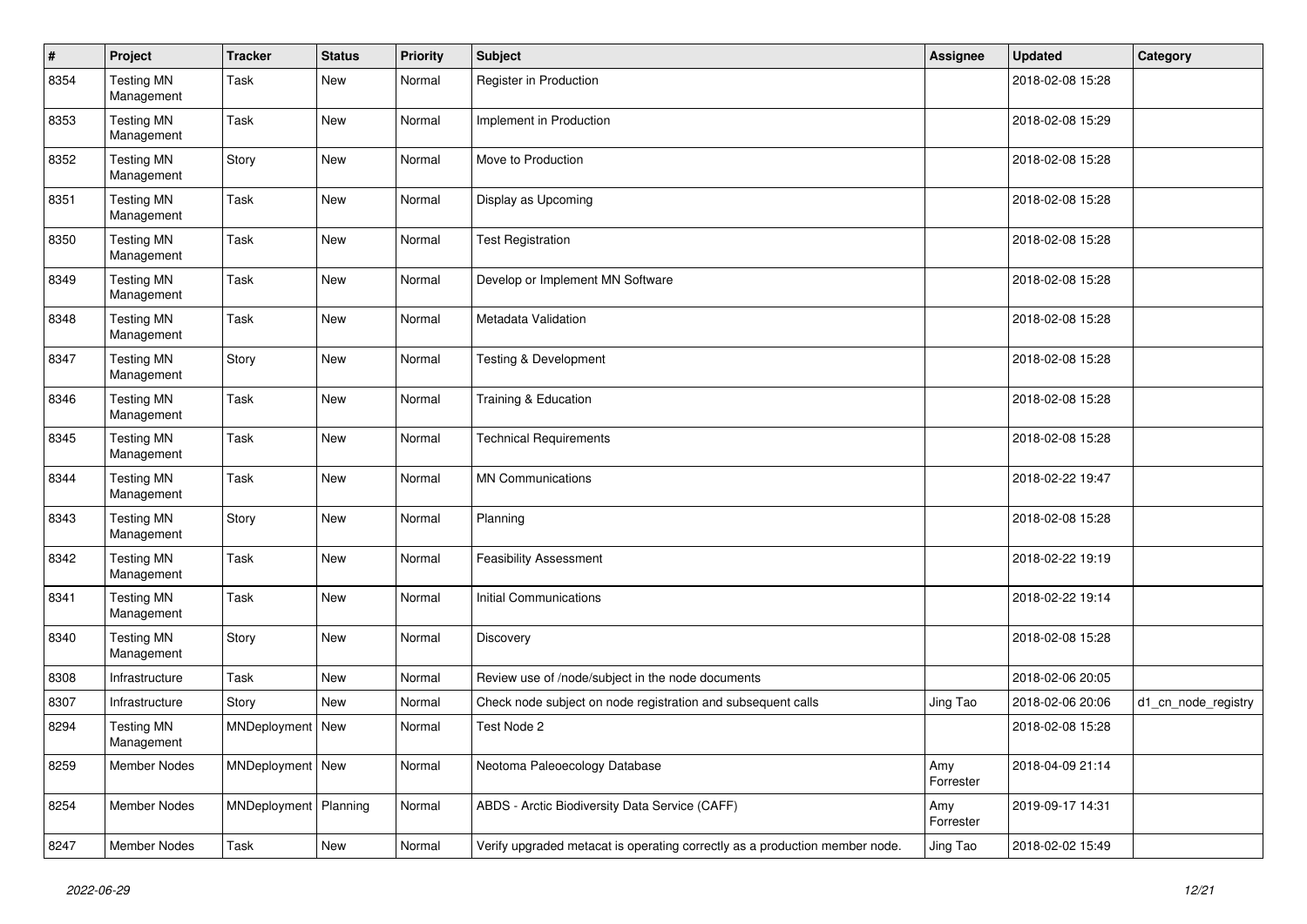| # | Project | Tracker | Status | Priority | Subject | Assignee | Updated | Category |
|---|---|---|---|---|---|---|---|---|
| 8354 | Testing MN Management | Task | New | Normal | Register in Production | | 2018-02-08 15:28 | |
| 8353 | Testing MN Management | Task | New | Normal | Implement in Production | | 2018-02-08 15:29 | |
| 8352 | Testing MN Management | Story | New | Normal | Move to Production | | 2018-02-08 15:28 | |
| 8351 | Testing MN Management | Task | New | Normal | Display as Upcoming | | 2018-02-08 15:28 | |
| 8350 | Testing MN Management | Task | New | Normal | Test Registration | | 2018-02-08 15:28 | |
| 8349 | Testing MN Management | Task | New | Normal | Develop or Implement MN Software | | 2018-02-08 15:28 | |
| 8348 | Testing MN Management | Task | New | Normal | Metadata Validation | | 2018-02-08 15:28 | |
| 8347 | Testing MN Management | Story | New | Normal | Testing & Development | | 2018-02-08 15:28 | |
| 8346 | Testing MN Management | Task | New | Normal | Training & Education | | 2018-02-08 15:28 | |
| 8345 | Testing MN Management | Task | New | Normal | Technical Requirements | | 2018-02-08 15:28 | |
| 8344 | Testing MN Management | Task | New | Normal | MN Communications | | 2018-02-22 19:47 | |
| 8343 | Testing MN Management | Story | New | Normal | Planning | | 2018-02-08 15:28 | |
| 8342 | Testing MN Management | Task | New | Normal | Feasibility Assessment | | 2018-02-22 19:19 | |
| 8341 | Testing MN Management | Task | New | Normal | Initial Communications | | 2018-02-22 19:14 | |
| 8340 | Testing MN Management | Story | New | Normal | Discovery | | 2018-02-08 15:28 | |
| 8308 | Infrastructure | Task | New | Normal | Review use of /node/subject in the node documents | | 2018-02-06 20:05 | |
| 8307 | Infrastructure | Story | New | Normal | Check node subject on node registration and subsequent calls | Jing Tao | 2018-02-06 20:06 | d1_cn_node_registry |
| 8294 | Testing MN Management | MNDeployment | New | Normal | Test Node 2 | | 2018-02-08 15:28 | |
| 8259 | Member Nodes | MNDeployment | New | Normal | Neotoma Paleoecology Database | Amy Forrester | 2018-04-09 21:14 | |
| 8254 | Member Nodes | MNDeployment | Planning | Normal | ABDS - Arctic Biodiversity Data Service (CAFF) | Amy Forrester | 2019-09-17 14:31 | |
| 8247 | Member Nodes | Task | New | Normal | Verify upgraded metacat is operating correctly as a production member node. | Jing Tao | 2018-02-02 15:49 | |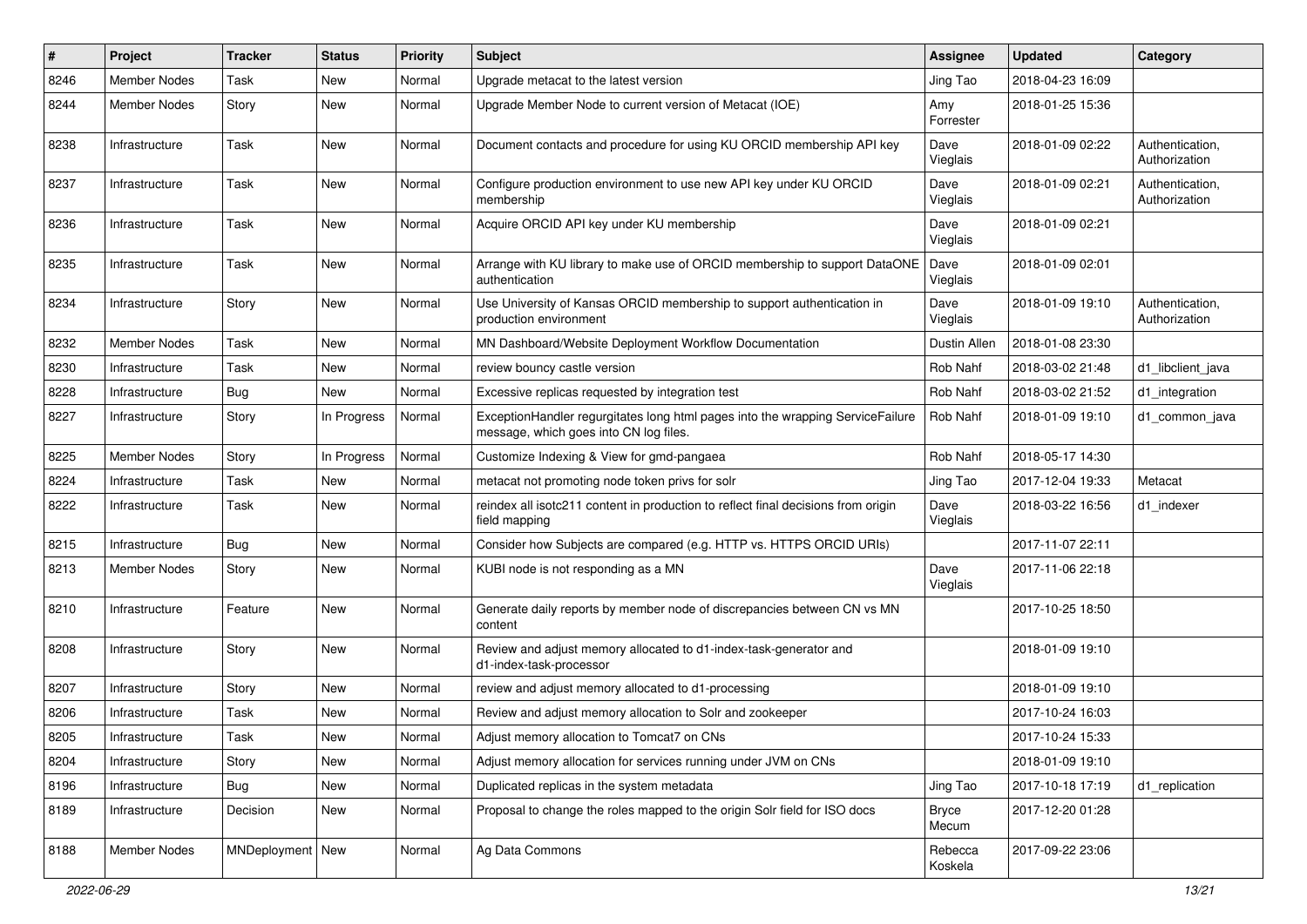| # | Project | Tracker | Status | Priority | Subject | Assignee | Updated | Category |
|---|---|---|---|---|---|---|---|---|
| 8246 | Member Nodes | Task | New | Normal | Upgrade metacat to the latest version | Jing Tao | 2018-04-23 16:09 | |
| 8244 | Member Nodes | Story | New | Normal | Upgrade Member Node to current version of Metacat (IOE) | Amy Forrester | 2018-01-25 15:36 | |
| 8238 | Infrastructure | Task | New | Normal | Document contacts and procedure for using KU ORCID membership API key | Dave Vieglais | 2018-01-09 02:22 | Authentication, Authorization |
| 8237 | Infrastructure | Task | New | Normal | Configure production environment to use new API key under KU ORCID membership | Dave Vieglais | 2018-01-09 02:21 | Authentication, Authorization |
| 8236 | Infrastructure | Task | New | Normal | Acquire ORCID API key under KU membership | Dave Vieglais | 2018-01-09 02:21 | |
| 8235 | Infrastructure | Task | New | Normal | Arrange with KU library to make use of ORCID membership to support DataONE authentication | Dave Vieglais | 2018-01-09 02:01 | |
| 8234 | Infrastructure | Story | New | Normal | Use University of Kansas ORCID membership to support authentication in production environment | Dave Vieglais | 2018-01-09 19:10 | Authentication, Authorization |
| 8232 | Member Nodes | Task | New | Normal | MN Dashboard/Website Deployment Workflow Documentation | Dustin Allen | 2018-01-08 23:30 | |
| 8230 | Infrastructure | Task | New | Normal | review bouncy castle version | Rob Nahf | 2018-03-02 21:48 | d1_libclient_java |
| 8228 | Infrastructure | Bug | New | Normal | Excessive replicas requested by integration test | Rob Nahf | 2018-03-02 21:52 | d1_integration |
| 8227 | Infrastructure | Story | In Progress | Normal | ExceptionHandler regurgitates long html pages into the wrapping ServiceFailure message, which goes into CN log files. | Rob Nahf | 2018-01-09 19:10 | d1_common_java |
| 8225 | Member Nodes | Story | In Progress | Normal | Customize Indexing & View for gmd-pangaea | Rob Nahf | 2018-05-17 14:30 | |
| 8224 | Infrastructure | Task | New | Normal | metacat not promoting node token privs for solr | Jing Tao | 2017-12-04 19:33 | Metacat |
| 8222 | Infrastructure | Task | New | Normal | reindex all isotc211 content in production to reflect final decisions from origin field mapping | Dave Vieglais | 2018-03-22 16:56 | d1_indexer |
| 8215 | Infrastructure | Bug | New | Normal | Consider how Subjects are compared (e.g. HTTP vs. HTTPS ORCID URIs) | | 2017-11-07 22:11 | |
| 8213 | Member Nodes | Story | New | Normal | KUBI node is not responding as a MN | Dave Vieglais | 2017-11-06 22:18 | |
| 8210 | Infrastructure | Feature | New | Normal | Generate daily reports by member node of discrepancies between CN vs MN content | | 2017-10-25 18:50 | |
| 8208 | Infrastructure | Story | New | Normal | Review and adjust memory allocated to d1-index-task-generator and d1-index-task-processor | | 2018-01-09 19:10 | |
| 8207 | Infrastructure | Story | New | Normal | review and adjust memory allocated to d1-processing | | 2018-01-09 19:10 | |
| 8206 | Infrastructure | Task | New | Normal | Review and adjust memory allocation to Solr and zookeeper | | 2017-10-24 16:03 | |
| 8205 | Infrastructure | Task | New | Normal | Adjust memory allocation to Tomcat7 on CNs | | 2017-10-24 15:33 | |
| 8204 | Infrastructure | Story | New | Normal | Adjust memory allocation for services running under JVM on CNs | | 2018-01-09 19:10 | |
| 8196 | Infrastructure | Bug | New | Normal | Duplicated replicas in the system metadata | Jing Tao | 2017-10-18 17:19 | d1_replication |
| 8189 | Infrastructure | Decision | New | Normal | Proposal to change the roles mapped to the origin Solr field for ISO docs | Bryce Mecum | 2017-12-20 01:28 | |
| 8188 | Member Nodes | MNDeployment | New | Normal | Ag Data Commons | Rebecca Koskela | 2017-09-22 23:06 | |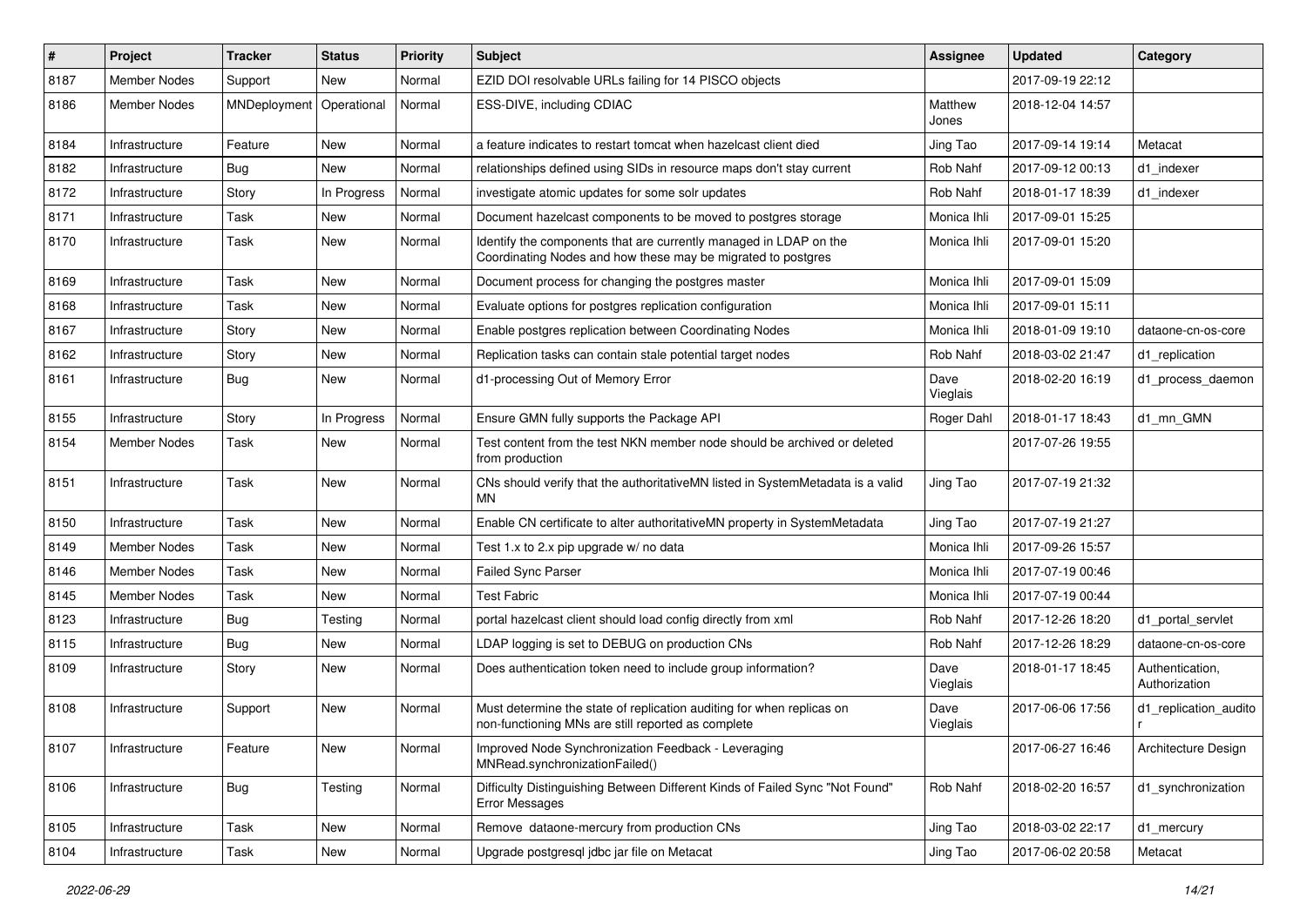| # | Project | Tracker | Status | Priority | Subject | Assignee | Updated | Category |
|---|---|---|---|---|---|---|---|---|
| 8187 | Member Nodes | Support | New | Normal | EZID DOI resolvable URLs failing for 14 PISCO objects | | 2017-09-19 22:12 | |
| 8186 | Member Nodes | MNDeployment | Operational | Normal | ESS-DIVE, including CDIAC | Matthew Jones | 2018-12-04 14:57 | |
| 8184 | Infrastructure | Feature | New | Normal | a feature indicates to restart tomcat when hazelcast client died | Jing Tao | 2017-09-14 19:14 | Metacat |
| 8182 | Infrastructure | Bug | New | Normal | relationships defined using SIDs in resource maps don't stay current | Rob Nahf | 2017-09-12 00:13 | d1_indexer |
| 8172 | Infrastructure | Story | In Progress | Normal | investigate atomic updates for some solr updates | Rob Nahf | 2018-01-17 18:39 | d1_indexer |
| 8171 | Infrastructure | Task | New | Normal | Document hazelcast components to be moved to postgres storage | Monica Ihli | 2017-09-01 15:25 | |
| 8170 | Infrastructure | Task | New | Normal | Identify the components that are currently managed in LDAP on the Coordinating Nodes and how these may be migrated to postgres | Monica Ihli | 2017-09-01 15:20 | |
| 8169 | Infrastructure | Task | New | Normal | Document process for changing the postgres master | Monica Ihli | 2017-09-01 15:09 | |
| 8168 | Infrastructure | Task | New | Normal | Evaluate options for postgres replication configuration | Monica Ihli | 2017-09-01 15:11 | |
| 8167 | Infrastructure | Story | New | Normal | Enable postgres replication between Coordinating Nodes | Monica Ihli | 2018-01-09 19:10 | dataone-cn-os-core |
| 8162 | Infrastructure | Story | New | Normal | Replication tasks can contain stale potential target nodes | Rob Nahf | 2018-03-02 21:47 | d1_replication |
| 8161 | Infrastructure | Bug | New | Normal | d1-processing Out of Memory Error | Dave Vieglais | 2018-02-20 16:19 | d1_process_daemon |
| 8155 | Infrastructure | Story | In Progress | Normal | Ensure GMN fully supports the Package API | Roger Dahl | 2018-01-17 18:43 | d1_mn_GMN |
| 8154 | Member Nodes | Task | New | Normal | Test content from the test NKN member node should be archived or deleted from production | | 2017-07-26 19:55 | |
| 8151 | Infrastructure | Task | New | Normal | CNs should verify that the authoritativeMN listed in SystemMetadata is a valid MN | Jing Tao | 2017-07-19 21:32 | |
| 8150 | Infrastructure | Task | New | Normal | Enable CN certificate to alter authoritativeMN property in SystemMetadata | Jing Tao | 2017-07-19 21:27 | |
| 8149 | Member Nodes | Task | New | Normal | Test 1.x to 2.x pip upgrade w/ no data | Monica Ihli | 2017-09-26 15:57 | |
| 8146 | Member Nodes | Task | New | Normal | Failed Sync Parser | Monica Ihli | 2017-07-19 00:46 | |
| 8145 | Member Nodes | Task | New | Normal | Test Fabric | Monica Ihli | 2017-07-19 00:44 | |
| 8123 | Infrastructure | Bug | Testing | Normal | portal hazelcast client should load config directly from xml | Rob Nahf | 2017-12-26 18:20 | d1_portal_servlet |
| 8115 | Infrastructure | Bug | New | Normal | LDAP logging is set to DEBUG on production CNs | Rob Nahf | 2017-12-26 18:29 | dataone-cn-os-core |
| 8109 | Infrastructure | Story | New | Normal | Does authentication token need to include group information? | Dave Vieglais | 2018-01-17 18:45 | Authentication, Authorization |
| 8108 | Infrastructure | Support | New | Normal | Must determine the state of replication auditing for when replicas on non-functioning MNs are still reported as complete | Dave Vieglais | 2017-06-06 17:56 | d1_replication_auditor |
| 8107 | Infrastructure | Feature | New | Normal | Improved Node Synchronization Feedback - Leveraging MNRead.synchronizationFailed() | | 2017-06-27 16:46 | Architecture Design |
| 8106 | Infrastructure | Bug | Testing | Normal | Difficulty Distinguishing Between Different Kinds of Failed Sync "Not Found" Error Messages | Rob Nahf | 2018-02-20 16:57 | d1_synchronization |
| 8105 | Infrastructure | Task | New | Normal | Remove dataone-mercury from production CNs | Jing Tao | 2018-03-02 22:17 | d1_mercury |
| 8104 | Infrastructure | Task | New | Normal | Upgrade postgresql jdbc jar file on Metacat | Jing Tao | 2017-06-02 20:58 | Metacat |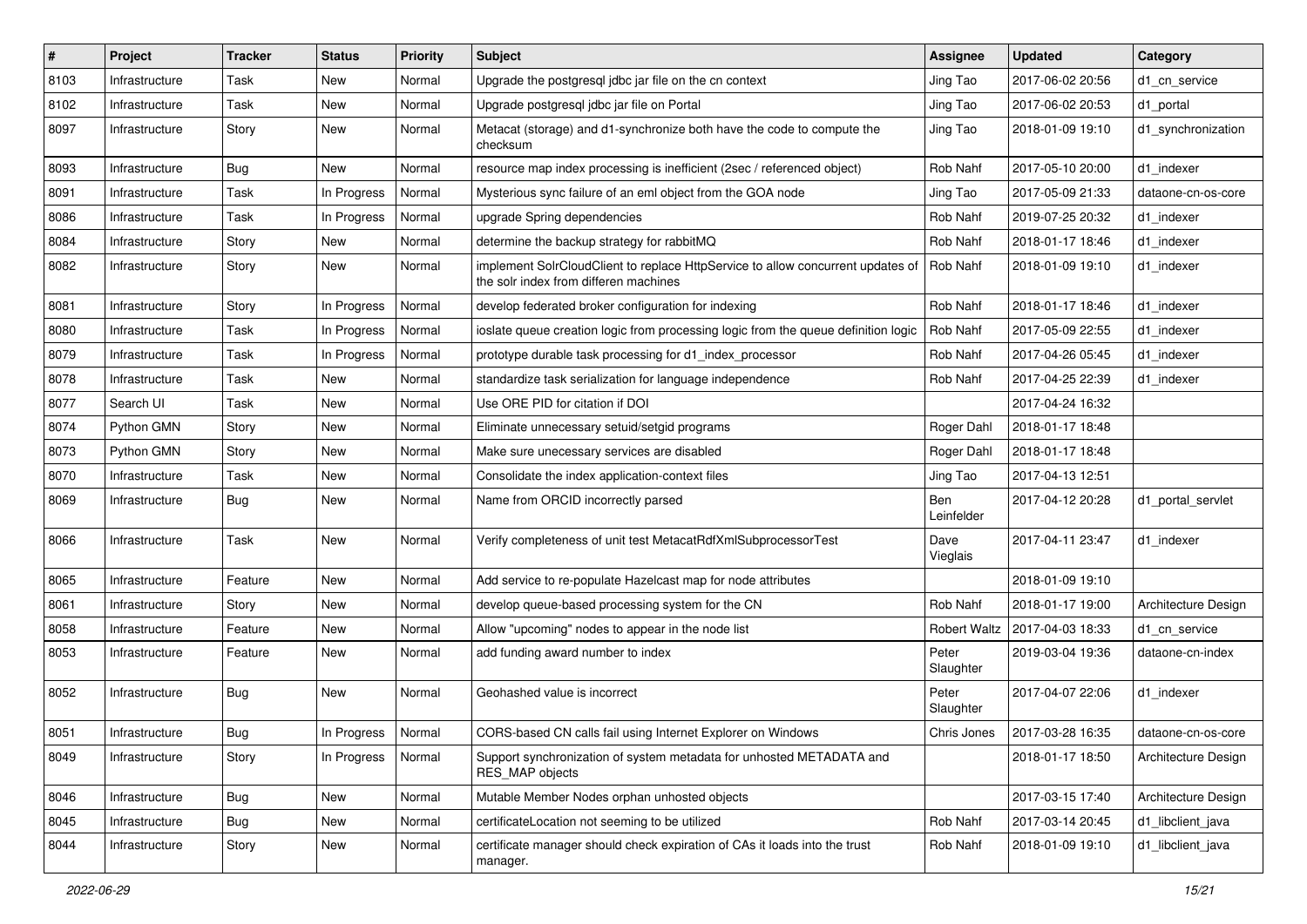| # | Project | Tracker | Status | Priority | Subject | Assignee | Updated | Category |
|---|---|---|---|---|---|---|---|---|
| 8103 | Infrastructure | Task | New | Normal | Upgrade the postgresql jdbc jar file on the cn context | Jing Tao | 2017-06-02 20:56 | d1_cn_service |
| 8102 | Infrastructure | Task | New | Normal | Upgrade postgresql jdbc jar file on Portal | Jing Tao | 2017-06-02 20:53 | d1_portal |
| 8097 | Infrastructure | Story | New | Normal | Metacat (storage) and d1-synchronize both have the code to compute the checksum | Jing Tao | 2018-01-09 19:10 | d1_synchronization |
| 8093 | Infrastructure | Bug | New | Normal | resource map index processing is inefficient (2sec / referenced object) | Rob Nahf | 2017-05-10 20:00 | d1_indexer |
| 8091 | Infrastructure | Task | In Progress | Normal | Mysterious sync failure of an eml object from the GOA node | Jing Tao | 2017-05-09 21:33 | dataone-cn-os-core |
| 8086 | Infrastructure | Task | In Progress | Normal | upgrade Spring dependencies | Rob Nahf | 2019-07-25 20:32 | d1_indexer |
| 8084 | Infrastructure | Story | New | Normal | determine the backup strategy for rabbitMQ | Rob Nahf | 2018-01-17 18:46 | d1_indexer |
| 8082 | Infrastructure | Story | New | Normal | implement SolrCloudClient to replace HttpService to allow concurrent updates of the solr index from differen machines | Rob Nahf | 2018-01-09 19:10 | d1_indexer |
| 8081 | Infrastructure | Story | In Progress | Normal | develop federated broker configuration for indexing | Rob Nahf | 2018-01-17 18:46 | d1_indexer |
| 8080 | Infrastructure | Task | In Progress | Normal | ioslate queue creation logic from processing logic from the queue definition logic | Rob Nahf | 2017-05-09 22:55 | d1_indexer |
| 8079 | Infrastructure | Task | In Progress | Normal | prototype durable task processing for d1_index_processor | Rob Nahf | 2017-04-26 05:45 | d1_indexer |
| 8078 | Infrastructure | Task | New | Normal | standardize task serialization for language independence | Rob Nahf | 2017-04-25 22:39 | d1_indexer |
| 8077 | Search UI | Task | New | Normal | Use ORE PID for citation if DOI | | 2017-04-24 16:32 | |
| 8074 | Python GMN | Story | New | Normal | Eliminate unnecessary setuid/setgid programs | Roger Dahl | 2018-01-17 18:48 | |
| 8073 | Python GMN | Story | New | Normal | Make sure unecessary services are disabled | Roger Dahl | 2018-01-17 18:48 | |
| 8070 | Infrastructure | Task | New | Normal | Consolidate the index application-context files | Jing Tao | 2017-04-13 12:51 | |
| 8069 | Infrastructure | Bug | New | Normal | Name from ORCID incorrectly parsed | Ben Leinfelder | 2017-04-12 20:28 | d1_portal_servlet |
| 8066 | Infrastructure | Task | New | Normal | Verify completeness of unit test MetacatRdfXmlSubprocessorTest | Dave Vieglais | 2017-04-11 23:47 | d1_indexer |
| 8065 | Infrastructure | Feature | New | Normal | Add service to re-populate Hazelcast map for node attributes | | 2018-01-09 19:10 | |
| 8061 | Infrastructure | Story | New | Normal | develop queue-based processing system for the CN | Rob Nahf | 2018-01-17 19:00 | Architecture Design |
| 8058 | Infrastructure | Feature | New | Normal | Allow "upcoming" nodes to appear in the node list | Robert Waltz | 2017-04-03 18:33 | d1_cn_service |
| 8053 | Infrastructure | Feature | New | Normal | add funding award number to index | Peter Slaughter | 2019-03-04 19:36 | dataone-cn-index |
| 8052 | Infrastructure | Bug | New | Normal | Geohashed value is incorrect | Peter Slaughter | 2017-04-07 22:06 | d1_indexer |
| 8051 | Infrastructure | Bug | In Progress | Normal | CORS-based CN calls fail using Internet Explorer on Windows | Chris Jones | 2017-03-28 16:35 | dataone-cn-os-core |
| 8049 | Infrastructure | Story | In Progress | Normal | Support synchronization of system metadata for unhosted METADATA and RES_MAP objects | | 2018-01-17 18:50 | Architecture Design |
| 8046 | Infrastructure | Bug | New | Normal | Mutable Member Nodes orphan unhosted objects | | 2017-03-15 17:40 | Architecture Design |
| 8045 | Infrastructure | Bug | New | Normal | certificateLocation not seeming to be utilized | Rob Nahf | 2017-03-14 20:45 | d1_libclient_java |
| 8044 | Infrastructure | Story | New | Normal | certificate manager should check expiration of CAs it loads into the trust manager. | Rob Nahf | 2018-01-09 19:10 | d1_libclient_java |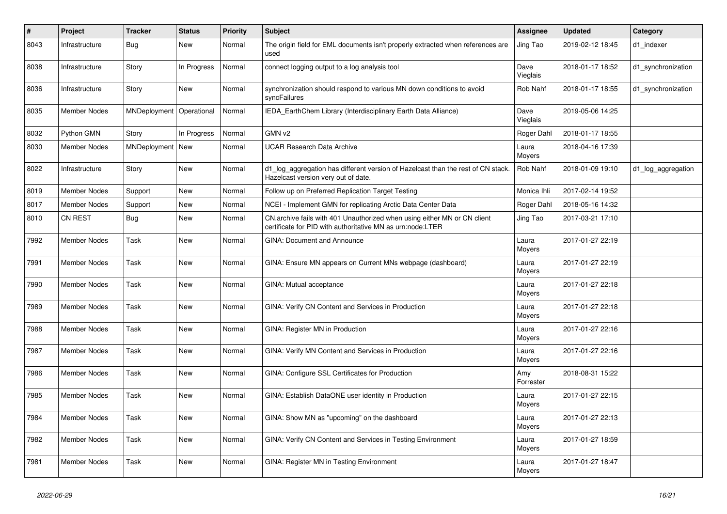| # | Project | Tracker | Status | Priority | Subject | Assignee | Updated | Category |
|---|---|---|---|---|---|---|---|---|
| 8043 | Infrastructure | Bug | New | Normal | The origin field for EML documents isn't properly extracted when references are used | Jing Tao | 2019-02-12 18:45 | d1_indexer |
| 8038 | Infrastructure | Story | In Progress | Normal | connect logging output to a log analysis tool | Dave Vieglais | 2018-01-17 18:52 | d1_synchronization |
| 8036 | Infrastructure | Story | New | Normal | synchronization should respond to various MN down conditions to avoid syncFailures | Rob Nahf | 2018-01-17 18:55 | d1_synchronization |
| 8035 | Member Nodes | MNDeployment | Operational | Normal | IEDA_EarthChem Library (Interdisciplinary Earth Data Alliance) | Dave Vieglais | 2019-05-06 14:25 | |
| 8032 | Python GMN | Story | In Progress | Normal | GMN v2 | Roger Dahl | 2018-01-17 18:55 | |
| 8030 | Member Nodes | MNDeployment | New | Normal | UCAR Research Data Archive | Laura Moyers | 2018-04-16 17:39 | |
| 8022 | Infrastructure | Story | New | Normal | d1_log_aggregation has different version of Hazelcast than the rest of CN stack. Hazelcast version very out of date. | Rob Nahf | 2018-01-09 19:10 | d1_log_aggregation |
| 8019 | Member Nodes | Support | New | Normal | Follow up on Preferred Replication Target Testing | Monica Ihli | 2017-02-14 19:52 | |
| 8017 | Member Nodes | Support | New | Normal | NCEI - Implement GMN for replicating Arctic Data Center Data | Roger Dahl | 2018-05-16 14:32 | |
| 8010 | CN REST | Bug | New | Normal | CN.archive fails with 401 Unauthorized when using either MN or CN client certificate for PID with authoritative MN as urn:node:LTER | Jing Tao | 2017-03-21 17:10 | |
| 7992 | Member Nodes | Task | New | Normal | GINA: Document and Announce | Laura Moyers | 2017-01-27 22:19 | |
| 7991 | Member Nodes | Task | New | Normal | GINA: Ensure MN appears on Current MNs webpage (dashboard) | Laura Moyers | 2017-01-27 22:19 | |
| 7990 | Member Nodes | Task | New | Normal | GINA: Mutual acceptance | Laura Moyers | 2017-01-27 22:18 | |
| 7989 | Member Nodes | Task | New | Normal | GINA: Verify CN Content and Services in Production | Laura Moyers | 2017-01-27 22:18 | |
| 7988 | Member Nodes | Task | New | Normal | GINA: Register MN in Production | Laura Moyers | 2017-01-27 22:16 | |
| 7987 | Member Nodes | Task | New | Normal | GINA: Verify MN Content and Services in Production | Laura Moyers | 2017-01-27 22:16 | |
| 7986 | Member Nodes | Task | New | Normal | GINA: Configure SSL Certificates for Production | Amy Forrester | 2018-08-31 15:22 | |
| 7985 | Member Nodes | Task | New | Normal | GINA: Establish DataONE user identity in Production | Laura Moyers | 2017-01-27 22:15 | |
| 7984 | Member Nodes | Task | New | Normal | GINA: Show MN as "upcoming" on the dashboard | Laura Moyers | 2017-01-27 22:13 | |
| 7982 | Member Nodes | Task | New | Normal | GINA: Verify CN Content and Services in Testing Environment | Laura Moyers | 2017-01-27 18:59 | |
| 7981 | Member Nodes | Task | New | Normal | GINA: Register MN in Testing Environment | Laura Moyers | 2017-01-27 18:47 | |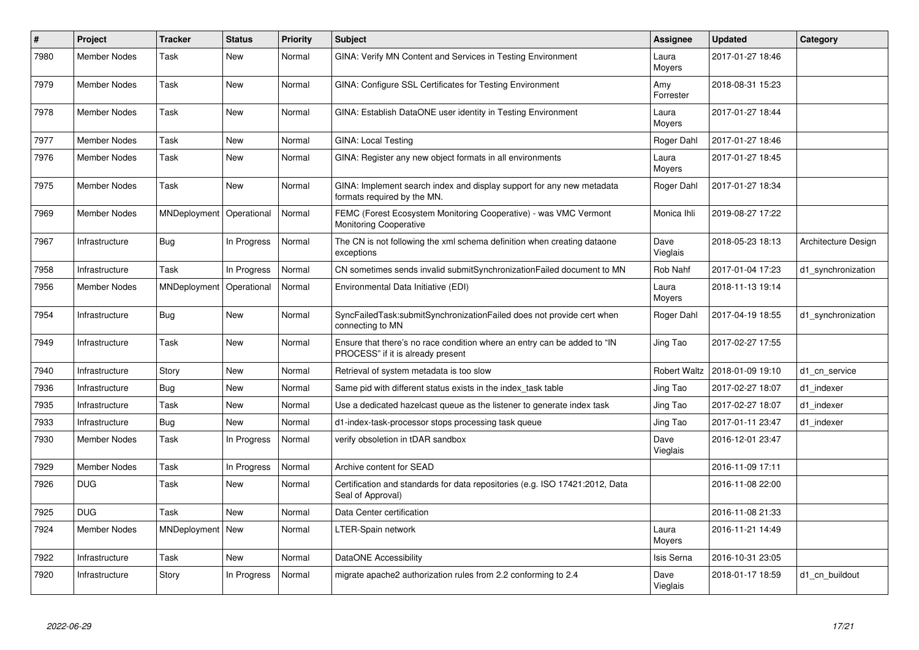| # | Project | Tracker | Status | Priority | Subject | Assignee | Updated | Category |
|---|---|---|---|---|---|---|---|---|
| 7980 | Member Nodes | Task | New | Normal | GINA: Verify MN Content and Services in Testing Environment | Laura Moyers | 2017-01-27 18:46 | |
| 7979 | Member Nodes | Task | New | Normal | GINA: Configure SSL Certificates for Testing Environment | Amy Forrester | 2018-08-31 15:23 | |
| 7978 | Member Nodes | Task | New | Normal | GINA: Establish DataONE user identity in Testing Environment | Laura Moyers | 2017-01-27 18:44 | |
| 7977 | Member Nodes | Task | New | Normal | GINA: Local Testing | Roger Dahl | 2017-01-27 18:46 | |
| 7976 | Member Nodes | Task | New | Normal | GINA: Register any new object formats in all environments | Laura Moyers | 2017-01-27 18:45 | |
| 7975 | Member Nodes | Task | New | Normal | GINA: Implement search index and display support for any new metadata formats required by the MN. | Roger Dahl | 2017-01-27 18:34 | |
| 7969 | Member Nodes | MNDeployment | Operational | Normal | FEMC (Forest Ecosystem Monitoring Cooperative) - was VMC Vermont Monitoring Cooperative | Monica Ihli | 2019-08-27 17:22 | |
| 7967 | Infrastructure | Bug | In Progress | Normal | The CN is not following the xml schema definition when creating dataone exceptions | Dave Vieglais | 2018-05-23 18:13 | Architecture Design |
| 7958 | Infrastructure | Task | In Progress | Normal | CN sometimes sends invalid submitSynchronizationFailed document to MN | Rob Nahf | 2017-01-04 17:23 | d1_synchronization |
| 7956 | Member Nodes | MNDeployment | Operational | Normal | Environmental Data Initiative (EDI) | Laura Moyers | 2018-11-13 19:14 | |
| 7954 | Infrastructure | Bug | New | Normal | SyncFailedTask:submitSynchronizationFailed does not provide cert when connecting to MN | Roger Dahl | 2017-04-19 18:55 | d1_synchronization |
| 7949 | Infrastructure | Task | New | Normal | Ensure that there's no race condition where an entry can be added to "IN PROCESS" if it is already present | Jing Tao | 2017-02-27 17:55 | |
| 7940 | Infrastructure | Story | New | Normal | Retrieval of system metadata is too slow | Robert Waltz | 2018-01-09 19:10 | d1_cn_service |
| 7936 | Infrastructure | Bug | New | Normal | Same pid with different status exists in the index_task table | Jing Tao | 2017-02-27 18:07 | d1_indexer |
| 7935 | Infrastructure | Task | New | Normal | Use a dedicated hazelcast queue as the listener to generate index task | Jing Tao | 2017-02-27 18:07 | d1_indexer |
| 7933 | Infrastructure | Bug | New | Normal | d1-index-task-processor stops processing task queue | Jing Tao | 2017-01-11 23:47 | d1_indexer |
| 7930 | Member Nodes | Task | In Progress | Normal | verify obsoletion in tDAR sandbox | Dave Vieglais | 2016-12-01 23:47 | |
| 7929 | Member Nodes | Task | In Progress | Normal | Archive content for SEAD | | 2016-11-09 17:11 | |
| 7926 | DUG | Task | New | Normal | Certification and standards for data repositories (e.g. ISO 17421:2012, Data Seal of Approval) | | 2016-11-08 22:00 | |
| 7925 | DUG | Task | New | Normal | Data Center certification | | 2016-11-08 21:33 | |
| 7924 | Member Nodes | MNDeployment | New | Normal | LTER-Spain network | Laura Moyers | 2016-11-21 14:49 | |
| 7922 | Infrastructure | Task | New | Normal | DataONE Accessibility | Isis Serna | 2016-10-31 23:05 | |
| 7920 | Infrastructure | Story | In Progress | Normal | migrate apache2 authorization rules from 2.2 conforming to 2.4 | Dave Vieglais | 2018-01-17 18:59 | d1_cn_buildout |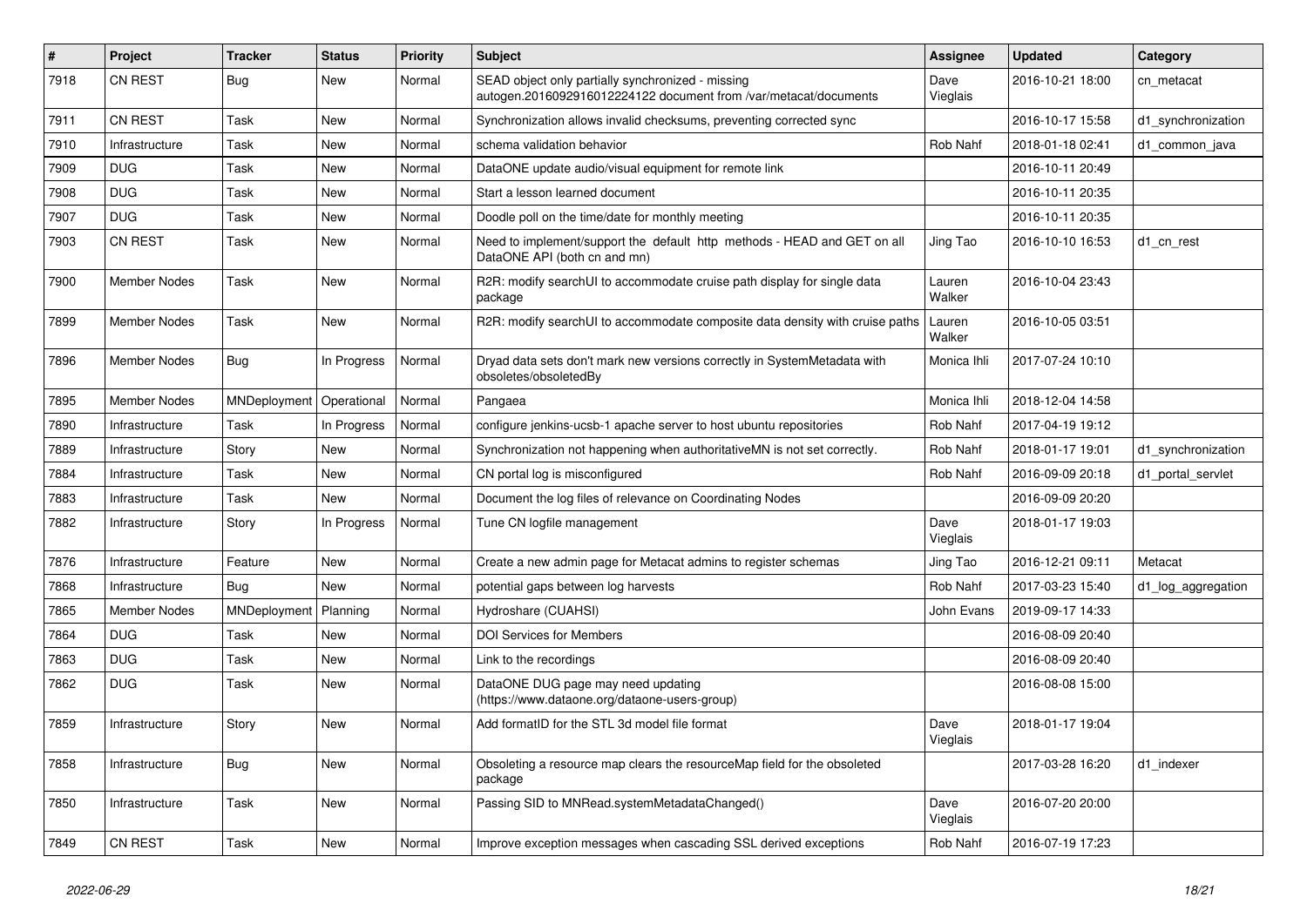| # | Project | Tracker | Status | Priority | Subject | Assignee | Updated | Category |
|---|---|---|---|---|---|---|---|---|
| 7918 | CN REST | Bug | New | Normal | SEAD object only partially synchronized - missing autogen.2016092916012224122 document from /var/metacat/documents | Dave Vieglais | 2016-10-21 18:00 | cn_metacat |
| 7911 | CN REST | Task | New | Normal | Synchronization allows invalid checksums, preventing corrected sync | | 2016-10-17 15:58 | d1_synchronization |
| 7910 | Infrastructure | Task | New | Normal | schema validation behavior | Rob Nahf | 2018-01-18 02:41 | d1_common_java |
| 7909 | DUG | Task | New | Normal | DataONE update audio/visual equipment for remote link | | 2016-10-11 20:49 | |
| 7908 | DUG | Task | New | Normal | Start a lesson learned document | | 2016-10-11 20:35 | |
| 7907 | DUG | Task | New | Normal | Doodle poll on the time/date for monthly meeting | | 2016-10-11 20:35 | |
| 7903 | CN REST | Task | New | Normal | Need to implement/support the default http methods - HEAD and GET on all DataONE API (both cn and mn) | Jing Tao | 2016-10-10 16:53 | d1_cn_rest |
| 7900 | Member Nodes | Task | New | Normal | R2R: modify searchUI to accommodate cruise path display for single data package | Lauren Walker | 2016-10-04 23:43 | |
| 7899 | Member Nodes | Task | New | Normal | R2R: modify searchUI to accommodate composite data density with cruise paths | Lauren Walker | 2016-10-05 03:51 | |
| 7896 | Member Nodes | Bug | In Progress | Normal | Dryad data sets don't mark new versions correctly in SystemMetadata with obsoletes/obsoletedBy | Monica Ihli | 2017-07-24 10:10 | |
| 7895 | Member Nodes | MNDeployment | Operational | Normal | Pangaea | Monica Ihli | 2018-12-04 14:58 | |
| 7890 | Infrastructure | Task | In Progress | Normal | configure jenkins-ucsb-1 apache server to host ubuntu repositories | Rob Nahf | 2017-04-19 19:12 | |
| 7889 | Infrastructure | Story | New | Normal | Synchronization not happening when authoritativeMN is not set correctly. | Rob Nahf | 2018-01-17 19:01 | d1_synchronization |
| 7884 | Infrastructure | Task | New | Normal | CN portal log is misconfigured | Rob Nahf | 2016-09-09 20:18 | d1_portal_servlet |
| 7883 | Infrastructure | Task | New | Normal | Document the log files of relevance on Coordinating Nodes | | 2016-09-09 20:20 | |
| 7882 | Infrastructure | Story | In Progress | Normal | Tune CN logfile management | Dave Vieglais | 2018-01-17 19:03 | |
| 7876 | Infrastructure | Feature | New | Normal | Create a new admin page for Metacat admins to register schemas | Jing Tao | 2016-12-21 09:11 | Metacat |
| 7868 | Infrastructure | Bug | New | Normal | potential gaps between log harvests | Rob Nahf | 2017-03-23 15:40 | d1_log_aggregation |
| 7865 | Member Nodes | MNDeployment | Planning | Normal | Hydroshare (CUAHSI) | John Evans | 2019-09-17 14:33 | |
| 7864 | DUG | Task | New | Normal | DOI Services for Members | | 2016-08-09 20:40 | |
| 7863 | DUG | Task | New | Normal | Link to the recordings | | 2016-08-09 20:40 | |
| 7862 | DUG | Task | New | Normal | DataONE DUG page may need updating (https://www.dataone.org/dataone-users-group) | | 2016-08-08 15:00 | |
| 7859 | Infrastructure | Story | New | Normal | Add formatID for the STL 3d model file format | Dave Vieglais | 2018-01-17 19:04 | |
| 7858 | Infrastructure | Bug | New | Normal | Obsoleting a resource map clears the resourceMap field for the obsoleted package | | 2017-03-28 16:20 | d1_indexer |
| 7850 | Infrastructure | Task | New | Normal | Passing SID to MNRead.systemMetadataChanged() | Dave Vieglais | 2016-07-20 20:00 | |
| 7849 | CN REST | Task | New | Normal | Improve exception messages when cascading SSL derived exceptions | Rob Nahf | 2016-07-19 17:23 | |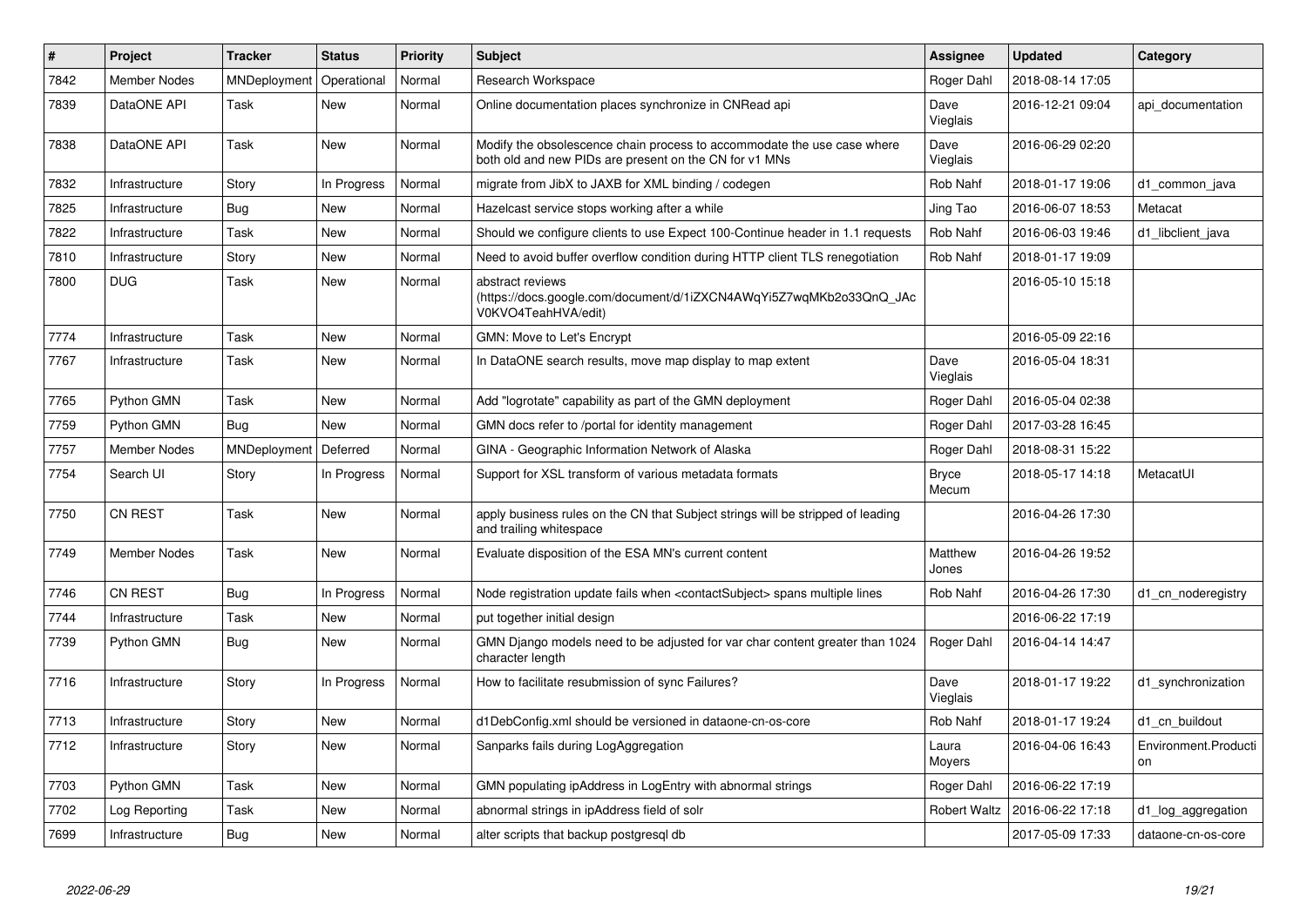| # | Project | Tracker | Status | Priority | Subject | Assignee | Updated | Category |
|---|---|---|---|---|---|---|---|---|
| 7842 | Member Nodes | MNDeployment | Operational | Normal | Research Workspace | Roger Dahl | 2018-08-14 17:05 | |
| 7839 | DataONE API | Task | New | Normal | Online documentation places synchronize in CNRead api | Dave Vieglais | 2016-12-21 09:04 | api_documentation |
| 7838 | DataONE API | Task | New | Normal | Modify the obsolescence chain process to accommodate the use case where both old and new PIDs are present on the CN for v1 MNs | Dave Vieglais | 2016-06-29 02:20 | |
| 7832 | Infrastructure | Story | In Progress | Normal | migrate from JibX to JAXB for XML binding / codegen | Rob Nahf | 2018-01-17 19:06 | d1_common_java |
| 7825 | Infrastructure | Bug | New | Normal | Hazelcast service stops working after a while | Jing Tao | 2016-06-07 18:53 | Metacat |
| 7822 | Infrastructure | Task | New | Normal | Should we configure clients to use Expect 100-Continue header in 1.1 requests | Rob Nahf | 2016-06-03 19:46 | d1_libclient_java |
| 7810 | Infrastructure | Story | New | Normal | Need to avoid buffer overflow condition during HTTP client TLS renegotiation | Rob Nahf | 2018-01-17 19:09 | |
| 7800 | DUG | Task | New | Normal | abstract reviews (https://docs.google.com/document/d/1iZXCN4AWqYi5Z7wqMKb2o33QnQ_JAcV0KVO4TeahHVA/edit) | | 2016-05-10 15:18 | |
| 7774 | Infrastructure | Task | New | Normal | GMN: Move to Let's Encrypt | | 2016-05-09 22:16 | |
| 7767 | Infrastructure | Task | New | Normal | In DataONE search results, move map display to map extent | Dave Vieglais | 2016-05-04 18:31 | |
| 7765 | Python GMN | Task | New | Normal | Add "logrotate" capability as part of the GMN deployment | Roger Dahl | 2016-05-04 02:38 | |
| 7759 | Python GMN | Bug | New | Normal | GMN docs refer to /portal for identity management | Roger Dahl | 2017-03-28 16:45 | |
| 7757 | Member Nodes | MNDeployment | Deferred | Normal | GINA - Geographic Information Network of Alaska | Roger Dahl | 2018-08-31 15:22 | |
| 7754 | Search UI | Story | In Progress | Normal | Support for XSL transform of various metadata formats | Bryce Mecum | 2018-05-17 14:18 | MetacatUI |
| 7750 | CN REST | Task | New | Normal | apply business rules on the CN that Subject strings will be stripped of leading and trailing whitespace | | 2016-04-26 17:30 | |
| 7749 | Member Nodes | Task | New | Normal | Evaluate disposition of the ESA MN's current content | Matthew Jones | 2016-04-26 19:52 | |
| 7746 | CN REST | Bug | In Progress | Normal | Node registration update fails when <contactSubject> spans multiple lines | Rob Nahf | 2016-04-26 17:30 | d1_cn_noderegistry |
| 7744 | Infrastructure | Task | New | Normal | put together initial design | | 2016-06-22 17:19 | |
| 7739 | Python GMN | Bug | New | Normal | GMN Django models need to be adjusted for var char content greater than 1024 character length | Roger Dahl | 2016-04-14 14:47 | |
| 7716 | Infrastructure | Story | In Progress | Normal | How to facilitate resubmission of sync Failures? | Dave Vieglais | 2018-01-17 19:22 | d1_synchronization |
| 7713 | Infrastructure | Story | New | Normal | d1DebConfig.xml should be versioned in dataone-cn-os-core | Rob Nahf | 2018-01-17 19:24 | d1_cn_buildout |
| 7712 | Infrastructure | Story | New | Normal | Sanparks fails during LogAggregation | Laura Moyers | 2016-04-06 16:43 | Environment.Production |
| 7703 | Python GMN | Task | New | Normal | GMN populating ipAddress in LogEntry with abnormal strings | Roger Dahl | 2016-06-22 17:19 | |
| 7702 | Log Reporting | Task | New | Normal | abnormal strings in ipAddress field of solr | Robert Waltz | 2016-06-22 17:18 | d1_log_aggregation |
| 7699 | Infrastructure | Bug | New | Normal | alter scripts that backup postgresql db | | 2017-05-09 17:33 | dataone-cn-os-core |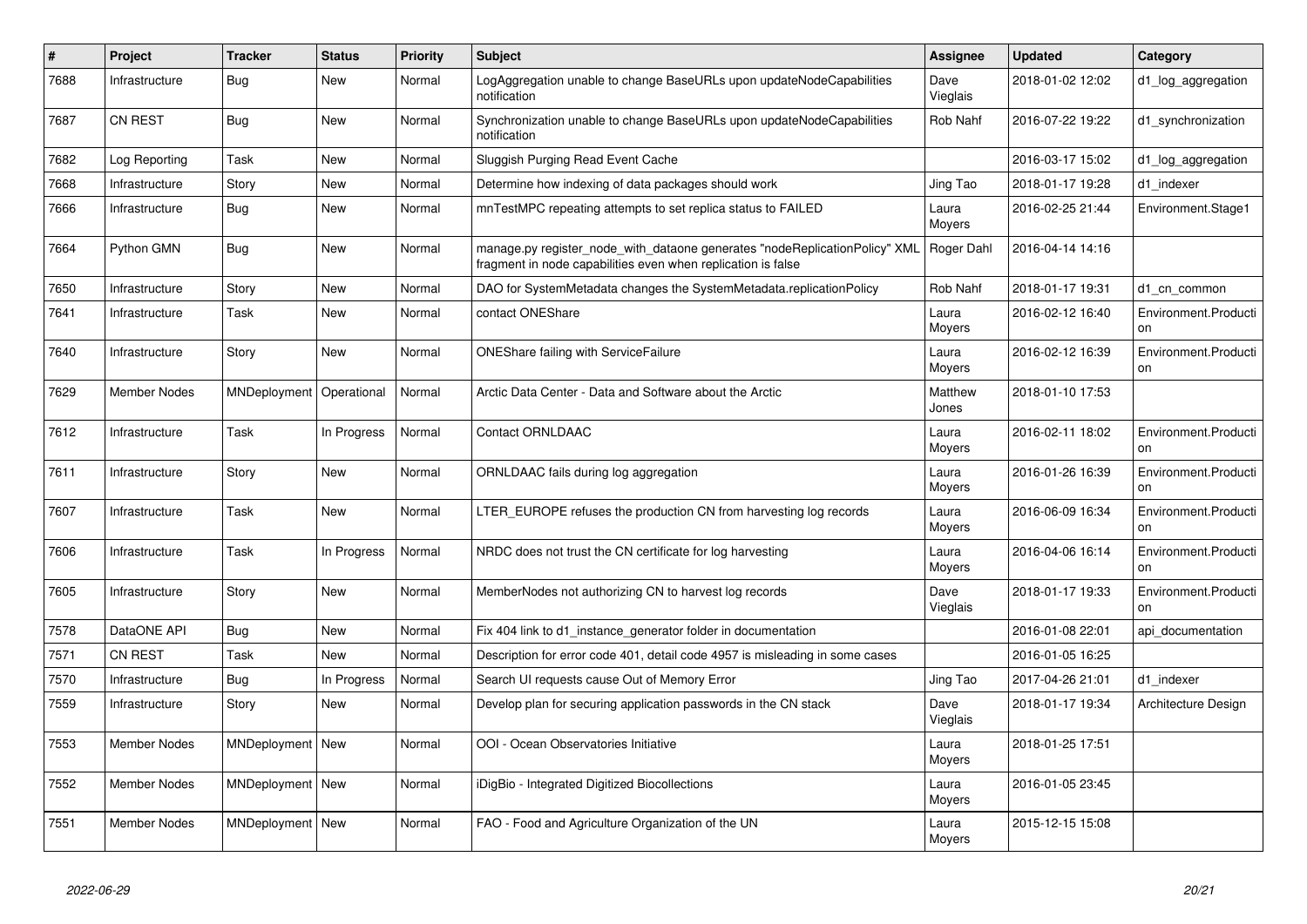| # | Project | Tracker | Status | Priority | Subject | Assignee | Updated | Category |
|---|---|---|---|---|---|---|---|---|
| 7688 | Infrastructure | Bug | New | Normal | LogAggregation unable to change BaseURLs upon updateNodeCapabilities notification | Dave Vieglais | 2018-01-02 12:02 | d1_log_aggregation |
| 7687 | CN REST | Bug | New | Normal | Synchronization unable to change BaseURLs upon updateNodeCapabilities notification | Rob Nahf | 2016-07-22 19:22 | d1_synchronization |
| 7682 | Log Reporting | Task | New | Normal | Sluggish Purging Read Event Cache | | 2016-03-17 15:02 | d1_log_aggregation |
| 7668 | Infrastructure | Story | New | Normal | Determine how indexing of data packages should work | Jing Tao | 2018-01-17 19:28 | d1_indexer |
| 7666 | Infrastructure | Bug | New | Normal | mnTestMPC repeating attempts to set replica status to FAILED | Laura Moyers | 2016-02-25 21:44 | Environment.Stage1 |
| 7664 | Python GMN | Bug | New | Normal | manage.py register_node_with_dataone generates "nodeReplicationPolicy" XML fragment in node capabilities even when replication is false | Roger Dahl | 2016-04-14 14:16 | |
| 7650 | Infrastructure | Story | New | Normal | DAO for SystemMetadata changes the SystemMetadata.replicationPolicy | Rob Nahf | 2018-01-17 19:31 | d1_cn_common |
| 7641 | Infrastructure | Task | New | Normal | contact ONEShare | Laura Moyers | 2016-02-12 16:40 | Environment.Production |
| 7640 | Infrastructure | Story | New | Normal | ONEShare failing with ServiceFailure | Laura Moyers | 2016-02-12 16:39 | Environment.Production |
| 7629 | Member Nodes | MNDeployment | Operational | Normal | Arctic Data Center - Data and Software about the Arctic | Matthew Jones | 2018-01-10 17:53 | |
| 7612 | Infrastructure | Task | In Progress | Normal | Contact ORNLDAAC | Laura Moyers | 2016-02-11 18:02 | Environment.Production |
| 7611 | Infrastructure | Story | New | Normal | ORNLDAAC fails during log aggregation | Laura Moyers | 2016-01-26 16:39 | Environment.Production |
| 7607 | Infrastructure | Task | New | Normal | LTER_EUROPE refuses the production CN from harvesting log records | Laura Moyers | 2016-06-09 16:34 | Environment.Production |
| 7606 | Infrastructure | Task | In Progress | Normal | NRDC does not trust the CN certificate for log harvesting | Laura Moyers | 2016-04-06 16:14 | Environment.Production |
| 7605 | Infrastructure | Story | New | Normal | MemberNodes not authorizing CN to harvest log records | Dave Vieglais | 2018-01-17 19:33 | Environment.Production |
| 7578 | DataONE API | Bug | New | Normal | Fix 404 link to d1_instance_generator folder in documentation | | 2016-01-08 22:01 | api_documentation |
| 7571 | CN REST | Task | New | Normal | Description for error code 401, detail code 4957 is misleading in some cases | | 2016-01-05 16:25 | |
| 7570 | Infrastructure | Bug | In Progress | Normal | Search UI requests cause Out of Memory Error | Jing Tao | 2017-04-26 21:01 | d1_indexer |
| 7559 | Infrastructure | Story | New | Normal | Develop plan for securing application passwords in the CN stack | Dave Vieglais | 2018-01-17 19:34 | Architecture Design |
| 7553 | Member Nodes | MNDeployment | New | Normal | OOI - Ocean Observatories Initiative | Laura Moyers | 2018-01-25 17:51 | |
| 7552 | Member Nodes | MNDeployment | New | Normal | iDigBio - Integrated Digitized Biocollections | Laura Moyers | 2016-01-05 23:45 | |
| 7551 | Member Nodes | MNDeployment | New | Normal | FAO - Food and Agriculture Organization of the UN | Laura Moyers | 2015-12-15 15:08 | |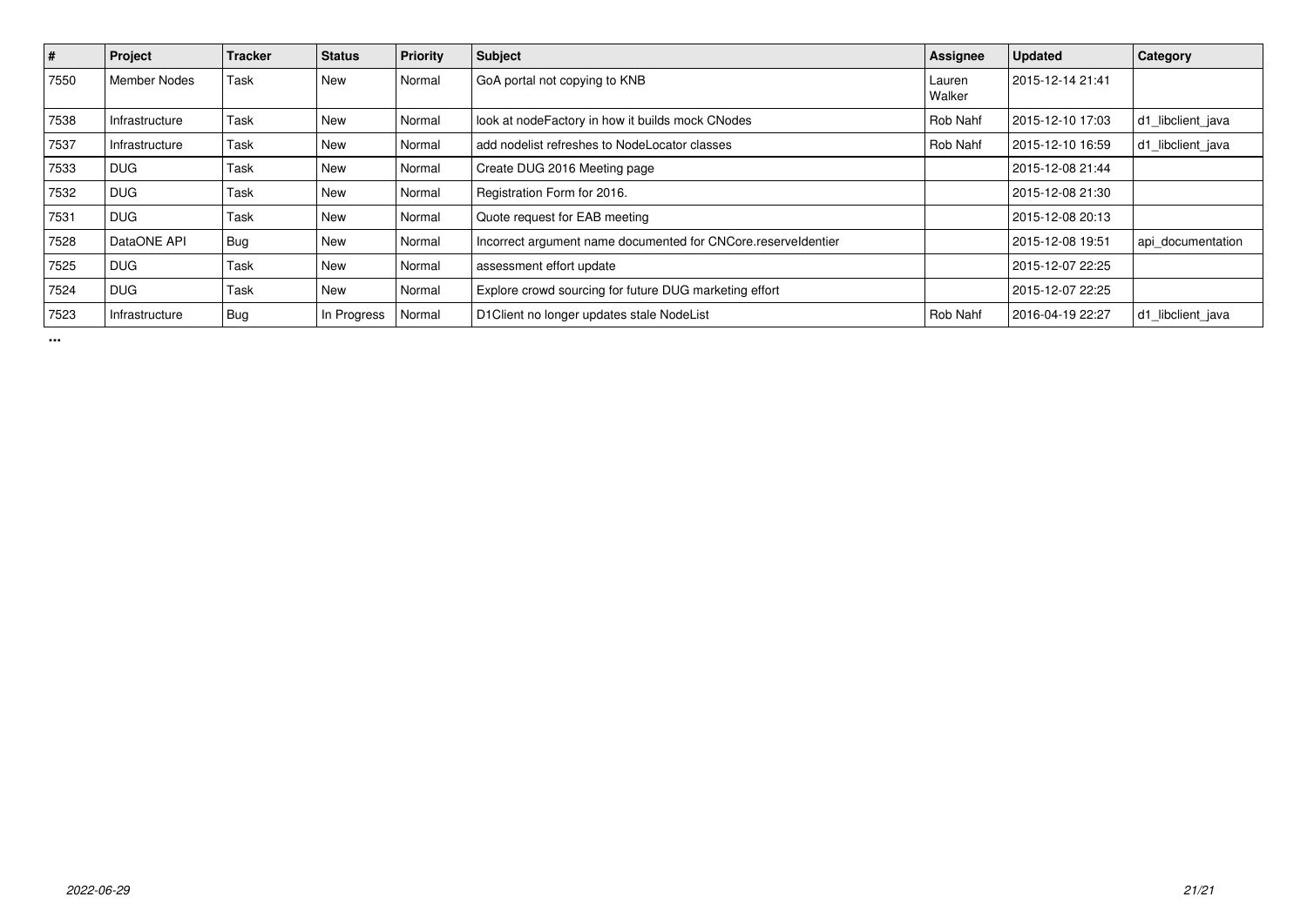| # | Project | Tracker | Status | Priority | Subject | Assignee | Updated | Category |
|---|---|---|---|---|---|---|---|---|
| 7550 | Member Nodes | Task | New | Normal | GoA portal not copying to KNB | Lauren Walker | 2015-12-14 21:41 | |
| 7538 | Infrastructure | Task | New | Normal | look at nodeFactory in how it builds mock CNodes | Rob Nahf | 2015-12-10 17:03 | d1_libclient_java |
| 7537 | Infrastructure | Task | New | Normal | add nodelist refreshes to NodeLocator classes | Rob Nahf | 2015-12-10 16:59 | d1_libclient_java |
| 7533 | DUG | Task | New | Normal | Create DUG 2016 Meeting page | | 2015-12-08 21:44 | |
| 7532 | DUG | Task | New | Normal | Registration Form for 2016. | | 2015-12-08 21:30 | |
| 7531 | DUG | Task | New | Normal | Quote request for EAB meeting | | 2015-12-08 20:13 | |
| 7528 | DataONE API | Bug | New | Normal | Incorrect argument name documented for CNCore.reserveIdentier | | 2015-12-08 19:51 | api_documentation |
| 7525 | DUG | Task | New | Normal | assessment effort update | | 2015-12-07 22:25 | |
| 7524 | DUG | Task | New | Normal | Explore crowd sourcing for future DUG marketing effort | | 2015-12-07 22:25 | |
| 7523 | Infrastructure | Bug | In Progress | Normal | D1Client no longer updates stale NodeList | Rob Nahf | 2016-04-19 22:27 | d1_libclient_java |

...